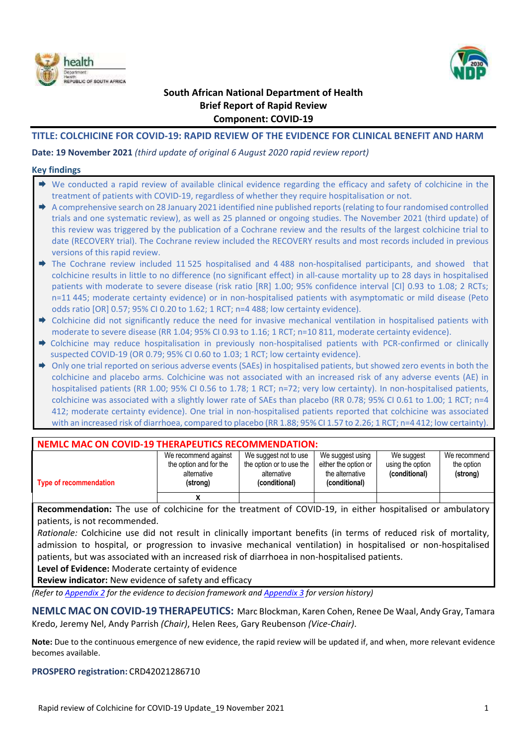**South African National Department of Health**
**Brief Report of Rapid Review**
**Component: COVID-19**

## TITLE: COLCHICINE FOR COVID-19: RAPID REVIEW OF THE EVIDENCE FOR CLINICAL BENEFIT AND HARM

**Date: 19 November 2021** *(third update of original 6 August 2020 rapid review report)*

### Key findings

- We conducted a rapid review of available clinical evidence regarding the efficacy and safety of colchicine in the treatment of patients with COVID-19, regardless of whether they require hospitalisation or not.
- A comprehensive search on 28 January 2021 identified nine published reports (relating to four randomised controlled trials and one systematic review), as well as 25 planned or ongoing studies. The November 2021 (third update) of this review was triggered by the publication of a Cochrane review and the results of the largest colchicine trial to date (RECOVERY trial). The Cochrane review included the RECOVERY results and most records included in previous versions of this rapid review.
- The Cochrane review included 11 525 hospitalised and 4 488 non-hospitalised participants, and showed that colchicine results in little to no difference (no significant effect) in all-cause mortality up to 28 days in hospitalised patients with moderate to severe disease (risk ratio [RR] 1.00; 95% confidence interval [CI] 0.93 to 1.08; 2 RCTs; n=11 445; moderate certainty evidence) or in non-hospitalised patients with asymptomatic or mild disease (Peto odds ratio [OR] 0.57; 95% CI 0.20 to 1.62; 1 RCT; n=4 488; low certainty evidence).
- Colchicine did not significantly reduce the need for invasive mechanical ventilation in hospitalised patients with moderate to severe disease (RR 1.04; 95% CI 0.93 to 1.16; 1 RCT; n=10 811, moderate certainty evidence).
- Colchicine may reduce hospitalisation in previously non-hospitalised patients with PCR-confirmed or clinically suspected COVID-19 (OR 0.79; 95% CI 0.60 to 1.03; 1 RCT; low certainty evidence).
- Only one trial reported on serious adverse events (SAEs) in hospitalised patients, but showed zero events in both the colchicine and placebo arms. Colchicine was not associated with an increased risk of any adverse events (AE) in hospitalised patients (RR 1.00; 95% CI 0.56 to 1.78; 1 RCT; n=72; very low certainty). In non-hospitalised patients, colchicine was associated with a slightly lower rate of SAEs than placebo (RR 0.78; 95% CI 0.61 to 1.00; 1 RCT; n=4 412; moderate certainty evidence). One trial in non-hospitalised patients reported that colchicine was associated with an increased risk of diarrhoea, compared to placebo (RR 1.88; 95% CI 1.57 to 2.26; 1 RCT; n=4 412; low certainty).

### NEMLC MAC ON COVID-19 THERAPEUTICS RECOMMENDATION:

| Type of recommendation | We recommend against the option and for the alternative (strong) | We suggest not to use the option or to use the alternative (conditional) | We suggest using either the option or the alternative (conditional) | We suggest using the option (conditional) | We recommend the option (strong) |
|---|---|---|---|---|---|
| | X | | | | |

**Recommendation:** The use of colchicine for the treatment of COVID-19, in either hospitalised or ambulatory patients, is not recommended.

*Rationale:* Colchicine use did not result in clinically important benefits (in terms of reduced risk of mortality, admission to hospital, or progression to invasive mechanical ventilation) in hospitalised or non-hospitalised patients, but was associated with an increased risk of diarrhoea in non-hospitalised patients.

**Level of Evidence:** Moderate certainty of evidence

**Review indicator:** New evidence of safety and efficacy

*(Refer to Appendix 2 for the evidence to decision framework and Appendix 3 for version history)*

**NEMLC MAC ON COVID-19 THERAPEUTICS:** Marc Blockman, Karen Cohen, Renee De Waal, Andy Gray, Tamara Kredo, Jeremy Nel, Andy Parrish *(Chair)*, Helen Rees, Gary Reubenson *(Vice-Chair)*.

**Note:** Due to the continuous emergence of new evidence, the rapid review will be updated if, and when, more relevant evidence becomes available.

**PROSPERO registration:** CRD42021286710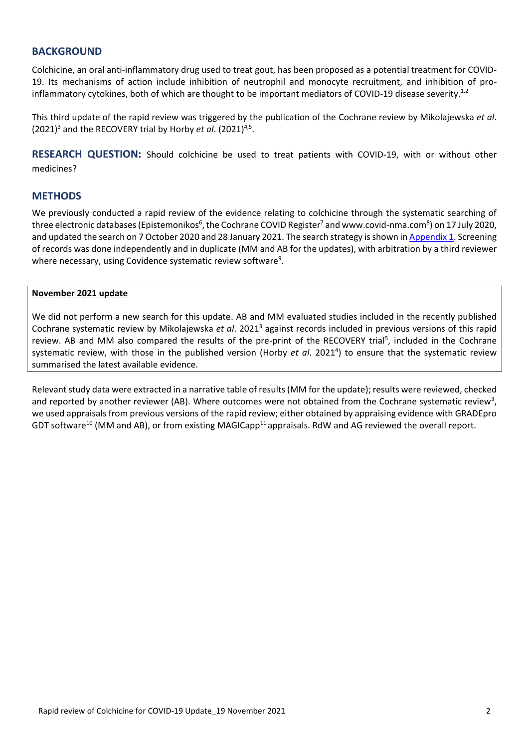## BACKGROUND

Colchicine, an oral anti-inflammatory drug used to treat gout, has been proposed as a potential treatment for COVID-19. Its mechanisms of action include inhibition of neutrophil and monocyte recruitment, and inhibition of pro-inflammatory cytokines, both of which are thought to be important mediators of COVID-19 disease severity.[1,2]

This third update of the rapid review was triggered by the publication of the Cochrane review by Mikolajewska *et al*. (2021)[3] and the RECOVERY trial by Horby *et al*. (2021)[4,5].

**RESEARCH QUESTION:** Should colchicine be used to treat patients with COVID-19, with or without other medicines?

## METHODS

We previously conducted a rapid review of the evidence relating to colchicine through the systematic searching of three electronic databases (Epistemonikos[6], the Cochrane COVID Register[7] and www.covid-nma.com[8]) on 17 July 2020, and updated the search on 7 October 2020 and 28 January 2021. The search strategy is shown in Appendix 1. Screening of records was done independently and in duplicate (MM and AB for the updates), with arbitration by a third reviewer where necessary, using Covidence systematic review software[9].

**November 2021 update**

We did not perform a new search for this update. AB and MM evaluated studies included in the recently published Cochrane systematic review by Mikolajewska *et al*. 2021[3] against records included in previous versions of this rapid review. AB and MM also compared the results of the pre-print of the RECOVERY trial[5], included in the Cochrane systematic review, with those in the published version (Horby *et al*. 2021[4]) to ensure that the systematic review summarised the latest available evidence.

Relevant study data were extracted in a narrative table of results (MM for the update); results were reviewed, checked and reported by another reviewer (AB). Where outcomes were not obtained from the Cochrane systematic review[3], we used appraisals from previous versions of the rapid review; either obtained by appraising evidence with GRADEpro GDT software[10] (MM and AB), or from existing MAGICapp[11] appraisals. RdW and AG reviewed the overall report.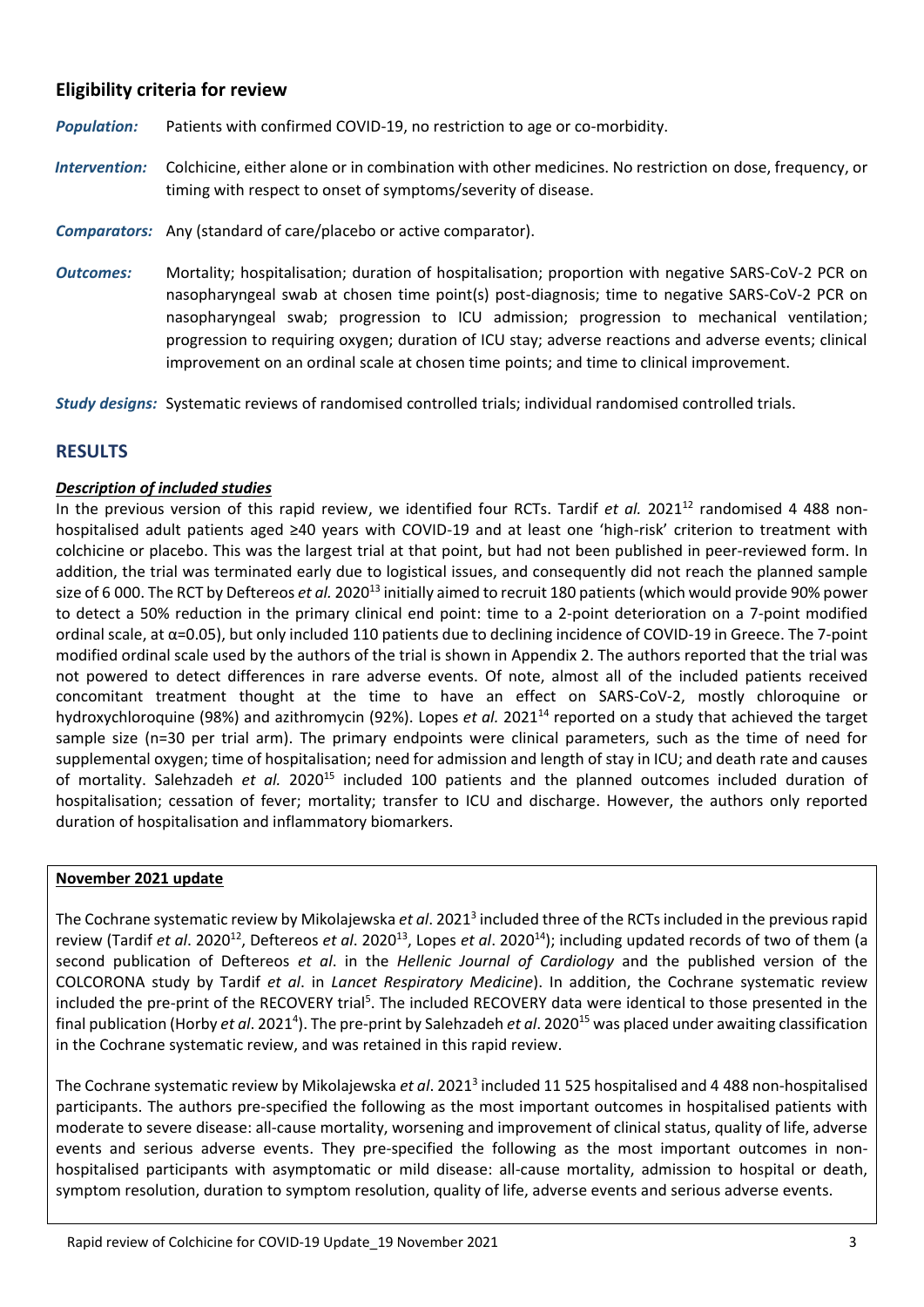## Eligibility criteria for review

***Population:*** Patients with confirmed COVID-19, no restriction to age or co-morbidity.

***Intervention:*** Colchicine, either alone or in combination with other medicines. No restriction on dose, frequency, or timing with respect to onset of symptoms/severity of disease.

***Comparators:*** Any (standard of care/placebo or active comparator).

***Outcomes:*** Mortality; hospitalisation; duration of hospitalisation; proportion with negative SARS-CoV-2 PCR on nasopharyngeal swab at chosen time point(s) post-diagnosis; time to negative SARS-CoV-2 PCR on nasopharyngeal swab; progression to ICU admission; progression to mechanical ventilation; progression to requiring oxygen; duration of ICU stay; adverse reactions and adverse events; clinical improvement on an ordinal scale at chosen time points; and time to clinical improvement.

***Study designs:*** Systematic reviews of randomised controlled trials; individual randomised controlled trials.

## RESULTS

***Description of included studies***

In the previous version of this rapid review, we identified four RCTs. Tardif *et al.* 2021[12] randomised 4 488 non-hospitalised adult patients aged ≥40 years with COVID-19 and at least one 'high-risk' criterion to treatment with colchicine or placebo. This was the largest trial at that point, but had not been published in peer-reviewed form. In addition, the trial was terminated early due to logistical issues, and consequently did not reach the planned sample size of 6 000. The RCT by Deftereos *et al.* 2020[13] initially aimed to recruit 180 patients (which would provide 90% power to detect a 50% reduction in the primary clinical end point: time to a 2-point deterioration on a 7-point modified ordinal scale, at α=0.05), but only included 110 patients due to declining incidence of COVID-19 in Greece. The 7-point modified ordinal scale used by the authors of the trial is shown in Appendix 2. The authors reported that the trial was not powered to detect differences in rare adverse events. Of note, almost all of the included patients received concomitant treatment thought at the time to have an effect on SARS-CoV-2, mostly chloroquine or hydroxychloroquine (98%) and azithromycin (92%). Lopes *et al.* 2021[14] reported on a study that achieved the target sample size (n=30 per trial arm). The primary endpoints were clinical parameters, such as the time of need for supplemental oxygen; time of hospitalisation; need for admission and length of stay in ICU; and death rate and causes of mortality. Salehzadeh *et al.* 2020[15] included 100 patients and the planned outcomes included duration of hospitalisation; cessation of fever; mortality; transfer to ICU and discharge. However, the authors only reported duration of hospitalisation and inflammatory biomarkers.

**November 2021 update**

The Cochrane systematic review by Mikolajewska *et al*. 2021[3] included three of the RCTs included in the previous rapid review (Tardif *et al*. 2020[12], Deftereos *et al*. 2020[13], Lopes *et al*. 2020[14]); including updated records of two of them (a second publication of Deftereos *et al*. in the *Hellenic Journal of Cardiology* and the published version of the COLCORONA study by Tardif *et al*. in *Lancet Respiratory Medicine*). In addition, the Cochrane systematic review included the pre-print of the RECOVERY trial[5]. The included RECOVERY data were identical to those presented in the final publication (Horby *et al*. 2021[4]). The pre-print by Salehzadeh *et al*. 2020[15] was placed under awaiting classification in the Cochrane systematic review, and was retained in this rapid review.

The Cochrane systematic review by Mikolajewska *et al*. 2021[3] included 11 525 hospitalised and 4 488 non-hospitalised participants. The authors pre-specified the following as the most important outcomes in hospitalised patients with moderate to severe disease: all-cause mortality, worsening and improvement of clinical status, quality of life, adverse events and serious adverse events. They pre-specified the following as the most important outcomes in non-hospitalised participants with asymptomatic or mild disease: all-cause mortality, admission to hospital or death, symptom resolution, duration to symptom resolution, quality of life, adverse events and serious adverse events.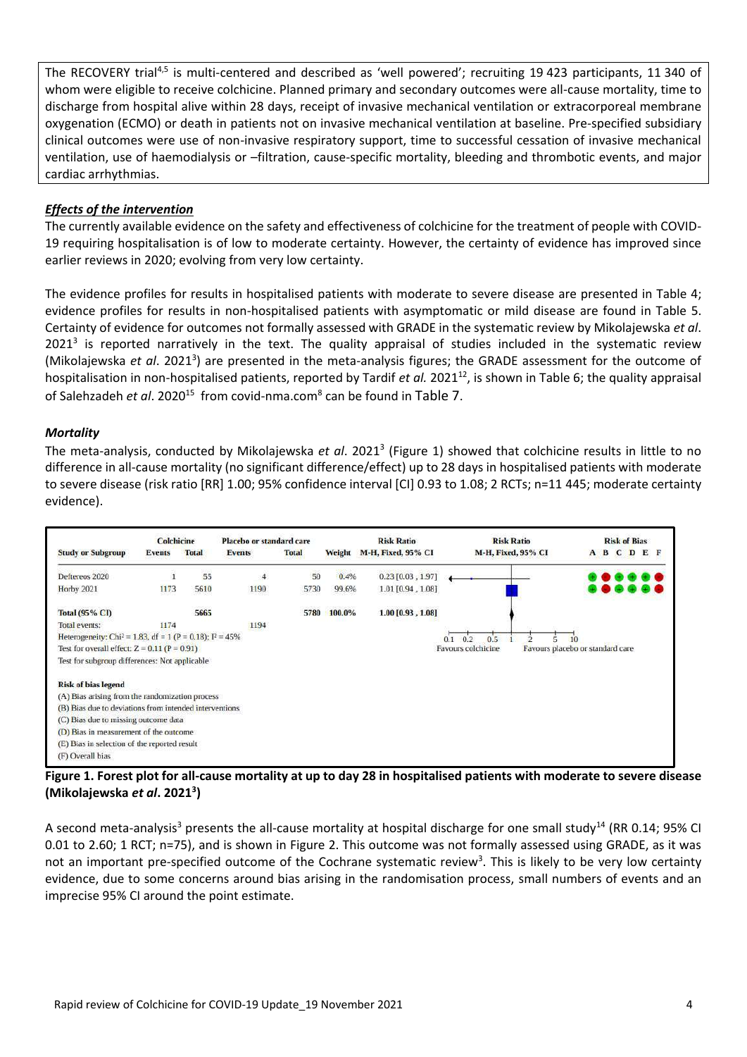The RECOVERY trial[4,5] is multi-centered and described as 'well powered'; recruiting 19 423 participants, 11 340 of whom were eligible to receive colchicine. Planned primary and secondary outcomes were all-cause mortality, time to discharge from hospital alive within 28 days, receipt of invasive mechanical ventilation or extracorporeal membrane oxygenation (ECMO) or death in patients not on invasive mechanical ventilation at baseline. Pre-specified subsidiary clinical outcomes were use of non-invasive respiratory support, time to successful cessation of invasive mechanical ventilation, use of haemodialysis or –filtration, cause-specific mortality, bleeding and thrombotic events, and major cardiac arrhythmias.

### *Effects of the intervention*

The currently available evidence on the safety and effectiveness of colchicine for the treatment of people with COVID-19 requiring hospitalisation is of low to moderate certainty. However, the certainty of evidence has improved since earlier reviews in 2020; evolving from very low certainty.

The evidence profiles for results in hospitalised patients with moderate to severe disease are presented in Table 4; evidence profiles for results in non-hospitalised patients with asymptomatic or mild disease are found in Table 5. Certainty of evidence for outcomes not formally assessed with GRADE in the systematic review by Mikolajewska *et al*. 2021[3] is reported narratively in the text. The quality appraisal of studies included in the systematic review (Mikolajewska *et al*. 2021[3]) are presented in the meta-analysis figures; the GRADE assessment for the outcome of hospitalisation in non-hospitalised patients, reported by Tardif *et al.* 2021[12], is shown in Table 6; the quality appraisal of Salehzadeh *et al*. 2020[15] from covid-nma.com[8] can be found in Table 7.

### *Mortality*

The meta-analysis, conducted by Mikolajewska *et al*. 2021[3] (Figure 1) showed that colchicine results in little to no difference in all-cause mortality (no significant difference/effect) up to 28 days in hospitalised patients with moderate to severe disease (risk ratio [RR] 1.00; 95% confidence interval [CI] 0.93 to 1.08; 2 RCTs; n=11 445; moderate certainty evidence).

| Study or Subgroup | Colchicine Events | Colchicine Total | Placebo or standard care Events | Placebo or standard care Total | Weight | Risk Ratio M-H, Fixed, 95% CI | Risk of Bias A B C D E F |
|---|---|---|---|---|---|---|---|
| Deftereos 2020 | 1 | 55 | 4 | 50 | 0.4% | 0.23 [0.03 , 1.97] | + − + + + − |
| Horby 2021 | 1173 | 5610 | 1190 | 5730 | 99.6% | 1.01 [0.94 , 1.08] | + − + + + − |
| **Total (95% CI)** | | **5665** | | **5780** | **100.0%** | **1.00 [0.93 , 1.08]** | |
| Total events: | 1174 | | 1194 | | | | |

Heterogeneity: $Chi^2 = 1.83$, df = 1 ($P = 0.18$); $I^2 = 45\%$
Test for overall effect: $Z = 0.11$ ($P = 0.91$)
Test for subgroup differences: Not applicable

Favours colchicine | Favours placebo or standard care

Risk of bias legend
(A) Bias arising from the randomization process
(B) Bias due to deviations from intended interventions
(C) Bias due to missing outcome data
(D) Bias in measurement of the outcome
(E) Bias in selection of the reported result
(F) Overall bias

**Figure 1. Forest plot for all-cause mortality at up to day 28 in hospitalised patients with moderate to severe disease (Mikolajewska *et al*. 2021[3])**

A second meta-analysis[3] presents the all-cause mortality at hospital discharge for one small study[14] (RR 0.14; 95% CI 0.01 to 2.60; 1 RCT; n=75), and is shown in Figure 2. This outcome was not formally assessed using GRADE, as it was not an important pre-specified outcome of the Cochrane systematic review[3]. This is likely to be very low certainty evidence, due to some concerns around bias arising in the randomisation process, small numbers of events and an imprecise 95% CI around the point estimate.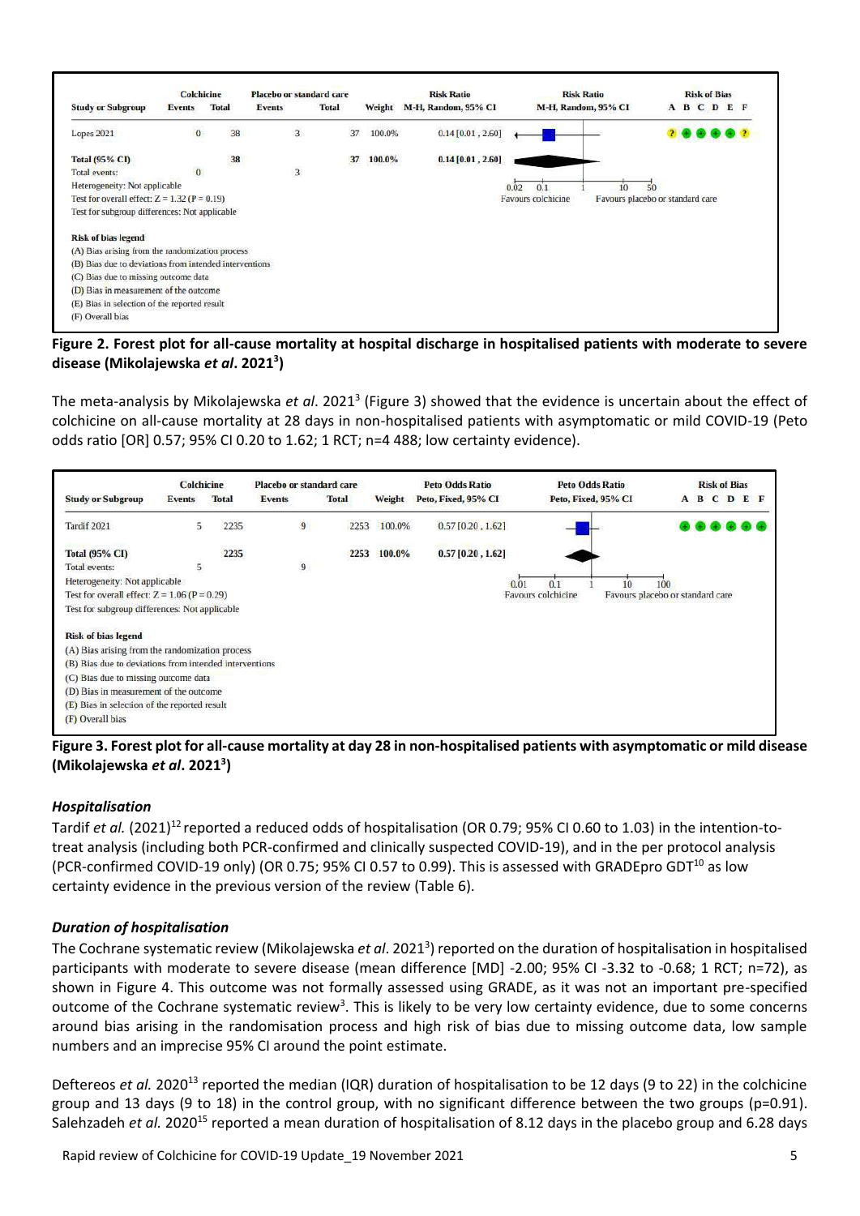| Study or Subgroup | Colchicine | | Placebo or standard care | | Weight | Risk Ratio | Risk Ratio | Risk of Bias |
|---|---|---|---|---|---|---|---|---|
| | Events | Total | Events | Total | | M-H, Random, 95% CI | M-H, Random, 95% CI | A B C D E F |
| Lopes 2021 | 0 | 38 | 3 | 37 | 100.0% | 0.14 [0.01 , 2.60] | | ? + + + + ? |
| **Total (95% CI)** | | **38** | | **37** | **100.0%** | **0.14 [0.01 , 2.60]** | | |
| Total events: | 0 | | 3 | | | | | |

Heterogeneity: Not applicable
Test for overall effect: Z = 1.32 (P = 0.19)
Test for subgroup differences: Not applicable

0.02 0.1 1 10 50
Favours colchicine — Favours placebo or standard care

**Risk of bias legend**
(A) Bias arising from the randomization process
(B) Bias due to deviations from intended interventions
(C) Bias due to missing outcome data
(D) Bias in measurement of the outcome
(E) Bias in selection of the reported result
(F) Overall bias

**Figure 2. Forest plot for all-cause mortality at hospital discharge in hospitalised patients with moderate to severe disease (Mikolajewska *et al*. 2021[3])**

The meta-analysis by Mikolajewska *et al*. 2021[3] (Figure 3) showed that the evidence is uncertain about the effect of colchicine on all-cause mortality at 28 days in non-hospitalised patients with asymptomatic or mild COVID-19 (Peto odds ratio [OR] 0.57; 95% CI 0.20 to 1.62; 1 RCT; n=4 488; low certainty evidence).

| Study or Subgroup | Colchicine | | Placebo or standard care | | Weight | Peto Odds Ratio | Peto Odds Ratio | Risk of Bias |
|---|---|---|---|---|---|---|---|---|
| | Events | Total | Events | Total | | Peto, Fixed, 95% CI | Peto, Fixed, 95% CI | A B C D E F |
| Tardif 2021 | 5 | 2235 | 9 | 2253 | 100.0% | 0.57 [0.20 , 1.62] | | + + + + + + |
| **Total (95% CI)** | | **2235** | | **2253** | **100.0%** | **0.57 [0.20 , 1.62]** | | |
| Total events: | 5 | | 9 | | | | | |

Heterogeneity: Not applicable
Test for overall effect: Z = 1.06 (P = 0.29)
Test for subgroup differences: Not applicable

0.01 0.1 1 10 100
Favours colchicine — Favours placebo or standard care

**Risk of bias legend**
(A) Bias arising from the randomization process
(B) Bias due to deviations from intended interventions
(C) Bias due to missing outcome data
(D) Bias in measurement of the outcome
(E) Bias in selection of the reported result
(F) Overall bias

**Figure 3. Forest plot for all-cause mortality at day 28 in non-hospitalised patients with asymptomatic or mild disease (Mikolajewska *et al*. 2021[3])**

### *Hospitalisation*

Tardif *et al.* (2021)[12] reported a reduced odds of hospitalisation (OR 0.79; 95% CI 0.60 to 1.03) in the intention-to-treat analysis (including both PCR-confirmed and clinically suspected COVID-19), and in the per protocol analysis (PCR-confirmed COVID-19 only) (OR 0.75; 95% CI 0.57 to 0.99). This is assessed with GRADEpro GDT[10] as low certainty evidence in the previous version of the review (Table 6).

### *Duration of hospitalisation*

The Cochrane systematic review (Mikolajewska *et al*. 2021[3]) reported on the duration of hospitalisation in hospitalised participants with moderate to severe disease (mean difference [MD] -2.00; 95% CI -3.32 to -0.68; 1 RCT; n=72), as shown in Figure 4. This outcome was not formally assessed using GRADE, as it was not an important pre-specified outcome of the Cochrane systematic review[3]. This is likely to be very low certainty evidence, due to some concerns around bias arising in the randomisation process and high risk of bias due to missing outcome data, low sample numbers and an imprecise 95% CI around the point estimate.

Deftereos *et al.* 2020[13] reported the median (IQR) duration of hospitalisation to be 12 days (9 to 22) in the colchicine group and 13 days (9 to 18) in the control group, with no significant difference between the two groups (p=0.91). Salehzadeh *et al.* 2020[15] reported a mean duration of hospitalisation of 8.12 days in the placebo group and 6.28 days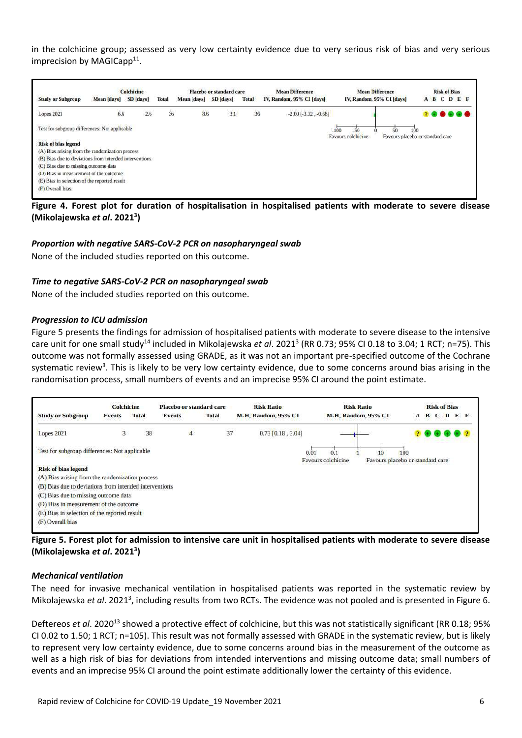in the colchicine group; assessed as very low certainty evidence due to very serious risk of bias and very serious imprecision by MAGICapp[11].

| Study or Subgroup | Colchicine Mean [days] | Colchicine SD [days] | Colchicine Total | Placebo or standard care Mean [days] | Placebo or standard care SD [days] | Placebo or standard care Total | Mean Difference IV, Random, 95% CI [days] | Risk of Bias A | B | C | D | E | F |
|---|---|---|---|---|---|---|---|---|---|---|---|---|---|
| Lopes 2021 | 6.6 | 2.6 | 36 | 8.6 | 3.1 | 36 | -2.00 [-3.32 , -0.68] | ? | + | − | + | + | − |

Test for subgroup differences: Not applicable

Mean Difference IV, Random, 95% CI [days]: -100 -50 0 50 100; Favours colchicine / Favours placebo or standard care

**Risk of bias legend**
(A) Bias arising from the randomization process
(B) Bias due to deviations from intended interventions
(C) Bias due to missing outcome data
(D) Bias in measurement of the outcome
(E) Bias in selection of the reported result
(F) Overall bias

**Figure 4. Forest plot for duration of hospitalisation in hospitalised patients with moderate to severe disease (Mikolajewska *et al*. 2021[3])**

### *Proportion with negative SARS-CoV-2 PCR on nasopharyngeal swab*

None of the included studies reported on this outcome.

### *Time to negative SARS-CoV-2 PCR on nasopharyngeal swab*

None of the included studies reported on this outcome.

### *Progression to ICU admission*

Figure 5 presents the findings for admission of hospitalised patients with moderate to severe disease to the intensive care unit for one small study[14] included in Mikolajewska *et al*. 2021[3] (RR 0.73; 95% CI 0.18 to 3.04; 1 RCT; n=75). This outcome was not formally assessed using GRADE, as it was not an important pre-specified outcome of the Cochrane systematic review[3]. This is likely to be very low certainty evidence, due to some concerns around bias arising in the randomisation process, small numbers of events and an imprecise 95% CI around the point estimate.

| Study or Subgroup | Colchicine Events | Colchicine Total | Placebo or standard care Events | Placebo or standard care Total | Risk Ratio M-H, Random, 95% CI | Risk of Bias A | B | C | D | E | F |
|---|---|---|---|---|---|---|---|---|---|---|---|
| Lopes 2021 | 3 | 38 | 4 | 37 | 0.73 [0.18 , 3.04] | ? | + | + | + | + | ? |

Test for subgroup differences: Not applicable

Risk Ratio M-H, Random, 95% CI: 0.01 0.1 1 10 100; Favours colchicine / Favours placebo or standard care

**Risk of bias legend**
(A) Bias arising from the randomization process
(B) Bias due to deviations from intended interventions
(C) Bias due to missing outcome data
(D) Bias in measurement of the outcome
(E) Bias in selection of the reported result
(F) Overall bias

**Figure 5. Forest plot for admission to intensive care unit in hospitalised patients with moderate to severe disease (Mikolajewska *et al*. 2021[3])**

### *Mechanical ventilation*

The need for invasive mechanical ventilation in hospitalised patients was reported in the systematic review by Mikolajewska *et al*. 2021[3], including results from two RCTs. The evidence was not pooled and is presented in Figure 6.

Deftereos *et al*. 2020[13] showed a protective effect of colchicine, but this was not statistically significant (RR 0.18; 95% CI 0.02 to 1.50; 1 RCT; n=105). This result was not formally assessed with GRADE in the systematic review, but is likely to represent very low certainty evidence, due to some concerns around bias in the measurement of the outcome as well as a high risk of bias for deviations from intended interventions and missing outcome data; small numbers of events and an imprecise 95% CI around the point estimate additionally lower the certainty of this evidence.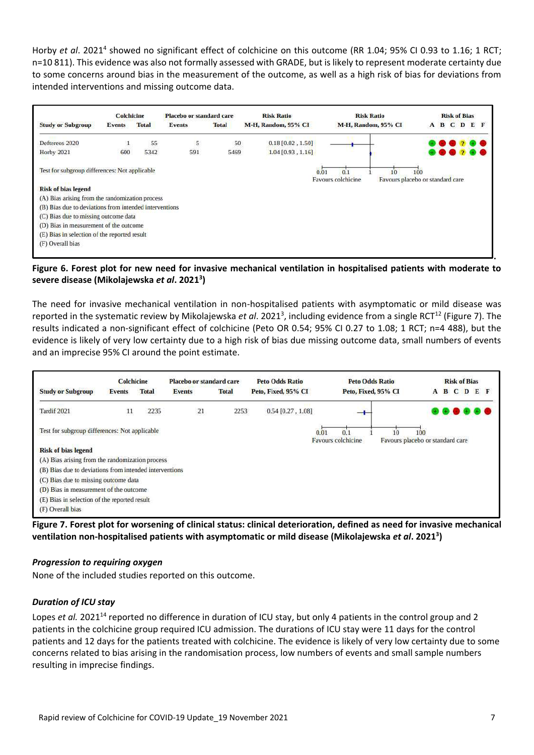Horby *et al*. 2021[4] showed no significant effect of colchicine on this outcome (RR 1.04; 95% CI 0.93 to 1.16; 1 RCT; n=10 811). This evidence was also not formally assessed with GRADE, but is likely to represent moderate certainty due to some concerns around bias in the measurement of the outcome, as well as a high risk of bias for deviations from intended interventions and missing outcome data.

| Study or Subgroup | Colchicine Events | Colchicine Total | Placebo or standard care Events | Placebo or standard care Total | Risk Ratio M-H, Random, 95% CI | Risk of Bias A B C D E F |
|---|---|---|---|---|---|---|
| Deftereos 2020 | 1 | 55 | 5 | 50 | 0.18 [0.02 , 1.50] | + − − ? + − |
| Horby 2021 | 600 | 5342 | 591 | 5469 | 1.04 [0.93 , 1.16] | + − − ? + − |

Test for subgroup differences: Not applicable

Favours colchicine — Favours placebo or standard care (axis: 0.01, 0.1, 1, 10, 100)

**Risk of bias legend**
(A) Bias arising from the randomization process
(B) Bias due to deviations from intended interventions
(C) Bias due to missing outcome data
(D) Bias in measurement of the outcome
(E) Bias in selection of the reported result
(F) Overall bias

**Figure 6. Forest plot for new need for invasive mechanical ventilation in hospitalised patients with moderate to severe disease (Mikolajewska *et al*. 2021[3])**

The need for invasive mechanical ventilation in non-hospitalised patients with asymptomatic or mild disease was reported in the systematic review by Mikolajewska *et al*. 2021[3], including evidence from a single RCT[12] (Figure 7). The results indicated a non-significant effect of colchicine (Peto OR 0.54; 95% CI 0.27 to 1.08; 1 RCT; n=4 488), but the evidence is likely of very low certainty due to a high risk of bias due missing outcome data, small numbers of events and an imprecise 95% CI around the point estimate.

| Study or Subgroup | Colchicine Events | Colchicine Total | Placebo or standard care Events | Placebo or standard care Total | Peto Odds Ratio Peto, Fixed, 95% CI | Risk of Bias A B C D E F |
|---|---|---|---|---|---|---|
| Tardif 2021 | 11 | 2235 | 21 | 2253 | 0.54 [0.27 , 1.08] | + + − + + − |

Test for subgroup differences: Not applicable

Favours colchicine — Favours placebo or standard care (axis: 0.01, 0.1, 1, 10, 100)

**Risk of bias legend**
(A) Bias arising from the randomization process
(B) Bias due to deviations from intended interventions
(C) Bias due to missing outcome data
(D) Bias in measurement of the outcome
(E) Bias in selection of the reported result
(F) Overall bias

**Figure 7. Forest plot for worsening of clinical status: clinical deterioration, defined as need for invasive mechanical ventilation non-hospitalised patients with asymptomatic or mild disease (Mikolajewska *et al*. 2021[3])**

### *Progression to requiring oxygen*

None of the included studies reported on this outcome.

### *Duration of ICU stay*

Lopes *et al.* 2021[14] reported no difference in duration of ICU stay, but only 4 patients in the control group and 2 patients in the colchicine group required ICU admission. The durations of ICU stay were 11 days for the control patients and 12 days for the patients treated with colchicine. The evidence is likely of very low certainty due to some concerns related to bias arising in the randomisation process, low numbers of events and small sample numbers resulting in imprecise findings.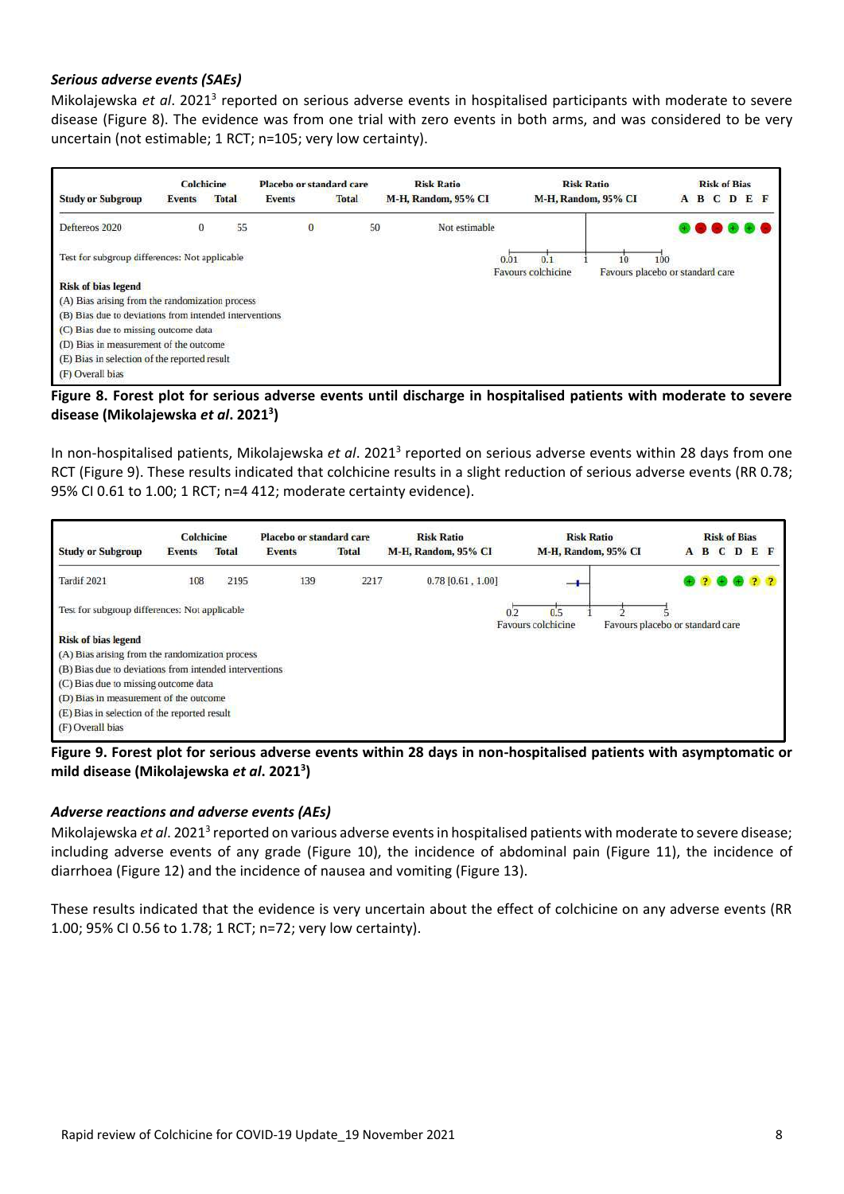### *Serious adverse events (SAEs)*

Mikolajewska *et al*. 2021[3] reported on serious adverse events in hospitalised participants with moderate to severe disease (Figure 8). The evidence was from one trial with zero events in both arms, and was considered to be very uncertain (not estimable; 1 RCT; n=105; very low certainty).

| Study or Subgroup | Colchicine Events | Colchicine Total | Placebo or standard care Events | Placebo or standard care Total | Risk Ratio M-H, Random, 95% CI | Risk of Bias A B C D E F |
|---|---|---|---|---|---|---|
| Deftereos 2020 | 0 | 55 | 0 | 50 | Not estimable | + − − + + − |

Test for subgroup differences: Not applicable

Risk Ratio M-H, Random, 95% CI axis: 0.01, 0.1, 1, 10, 100 — Favours colchicine / Favours placebo or standard care

**Risk of bias legend**
(A) Bias arising from the randomization process
(B) Bias due to deviations from intended interventions
(C) Bias due to missing outcome data
(D) Bias in measurement of the outcome
(E) Bias in selection of the reported result
(F) Overall bias

**Figure 8. Forest plot for serious adverse events until discharge in hospitalised patients with moderate to severe disease (Mikolajewska *et al*. 2021[3])**

In non-hospitalised patients, Mikolajewska *et al*. 2021[3] reported on serious adverse events within 28 days from one RCT (Figure 9). These results indicated that colchicine results in a slight reduction of serious adverse events (RR 0.78; 95% CI 0.61 to 1.00; 1 RCT; n=4 412; moderate certainty evidence).

| Study or Subgroup | Colchicine Events | Colchicine Total | Placebo or standard care Events | Placebo or standard care Total | Risk Ratio M-H, Random, 95% CI | Risk of Bias A B C D E F |
|---|---|---|---|---|---|---|
| Tardif 2021 | 108 | 2195 | 139 | 2217 | 0.78 [0.61 , 1.00] | + ? + + ? ? |

Test for subgroup differences: Not applicable

Risk Ratio M-H, Random, 95% CI axis: 0.2, 0.5, 1, 2, 5 — Favours colchicine / Favours placebo or standard care

**Risk of bias legend**
(A) Bias arising from the randomization process
(B) Bias due to deviations from intended interventions
(C) Bias due to missing outcome data
(D) Bias in measurement of the outcome
(E) Bias in selection of the reported result
(F) Overall bias

**Figure 9. Forest plot for serious adverse events within 28 days in non-hospitalised patients with asymptomatic or mild disease (Mikolajewska *et al*. 2021[3])**

### *Adverse reactions and adverse events (AEs)*

Mikolajewska *et al*. 2021[3] reported on various adverse events in hospitalised patients with moderate to severe disease; including adverse events of any grade (Figure 10), the incidence of abdominal pain (Figure 11), the incidence of diarrhoea (Figure 12) and the incidence of nausea and vomiting (Figure 13).

These results indicated that the evidence is very uncertain about the effect of colchicine on any adverse events (RR 1.00; 95% CI 0.56 to 1.78; 1 RCT; n=72; very low certainty).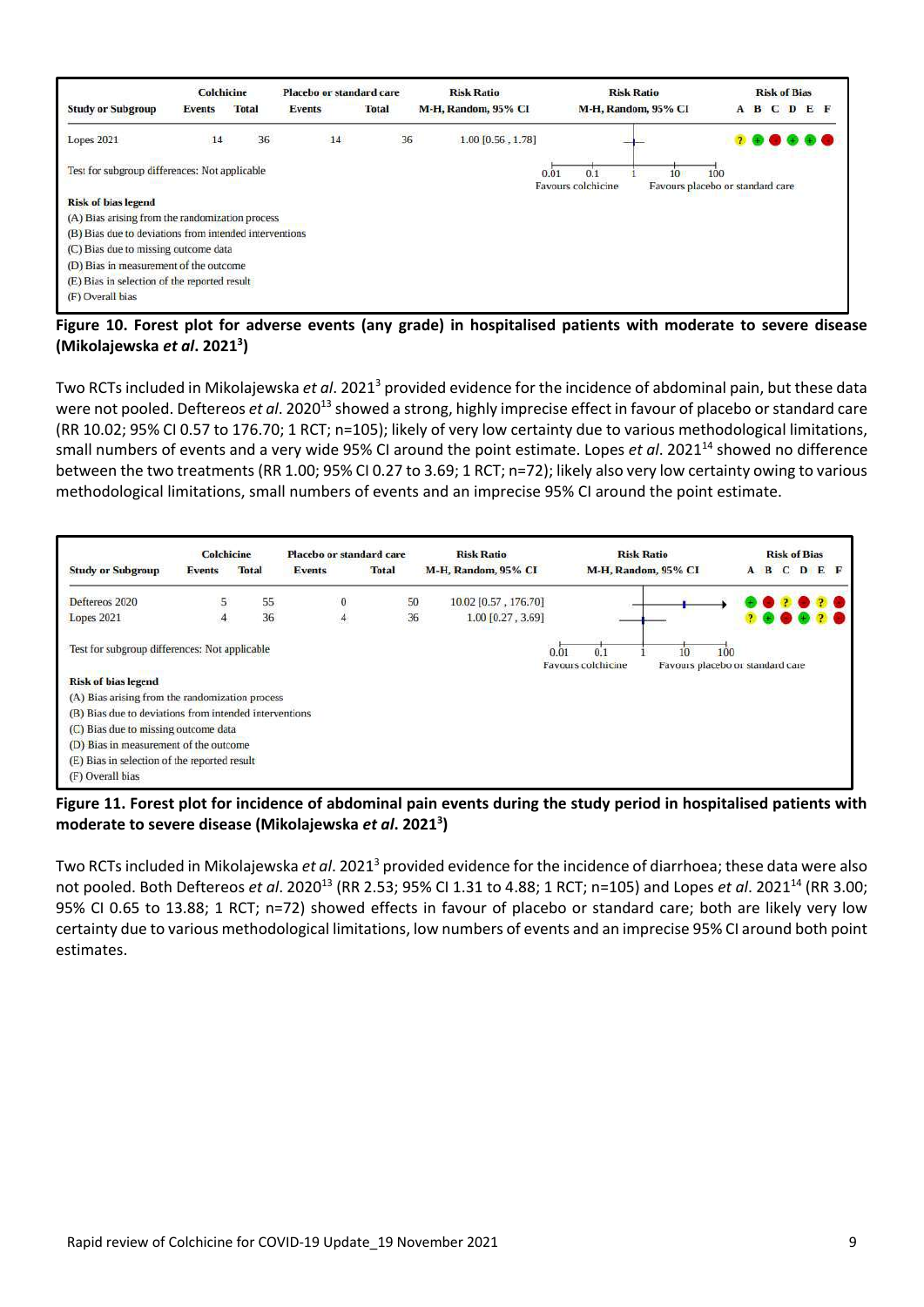| Study or Subgroup | Colchicine Events | Colchicine Total | Placebo or standard care Events | Placebo or standard care Total | Risk Ratio M-H, Random, 95% CI |
|---|---|---|---|---|---|
| Lopes 2021 | 14 | 36 | 14 | 36 | 1.00 [0.56 , 1.78] |

Test for subgroup differences: Not applicable

Favours colchicine | Favours placebo or standard care

**Risk of bias legend**
(A) Bias arising from the randomization process
(B) Bias due to deviations from intended interventions
(C) Bias due to missing outcome data
(D) Bias in measurement of the outcome
(E) Bias in selection of the reported result
(F) Overall bias

**Figure 10. Forest plot for adverse events (any grade) in hospitalised patients with moderate to severe disease (Mikolajewska *et al*. 2021[3])**

Two RCTs included in Mikolajewska *et al*. 2021[3] provided evidence for the incidence of abdominal pain, but these data were not pooled. Deftereos *et al*. 2020[13] showed a strong, highly imprecise effect in favour of placebo or standard care (RR 10.02; 95% CI 0.57 to 176.70; 1 RCT; n=105); likely of very low certainty due to various methodological limitations, small numbers of events and a very wide 95% CI around the point estimate. Lopes *et al*. 2021[14] showed no difference between the two treatments (RR 1.00; 95% CI 0.27 to 3.69; 1 RCT; n=72); likely also very low certainty owing to various methodological limitations, small numbers of events and an imprecise 95% CI around the point estimate.

| Study or Subgroup | Colchicine Events | Colchicine Total | Placebo or standard care Events | Placebo or standard care Total | Risk Ratio M-H, Random, 95% CI |
|---|---|---|---|---|---|
| Deftereos 2020 | 5 | 55 | 0 | 50 | 10.02 [0.57 , 176.70] |
| Lopes 2021 | 4 | 36 | 4 | 36 | 1.00 [0.27 , 3.69] |

Test for subgroup differences: Not applicable

Favours colchicine | Favours placebo or standard care

**Risk of bias legend**
(A) Bias arising from the randomization process
(B) Bias due to deviations from intended interventions
(C) Bias due to missing outcome data
(D) Bias in measurement of the outcome
(E) Bias in selection of the reported result
(F) Overall bias

**Figure 11. Forest plot for incidence of abdominal pain events during the study period in hospitalised patients with moderate to severe disease (Mikolajewska *et al*. 2021[3])**

Two RCTs included in Mikolajewska *et al*. 2021[3] provided evidence for the incidence of diarrhoea; these data were also not pooled. Both Deftereos *et al*. 2020[13] (RR 2.53; 95% CI 1.31 to 4.88; 1 RCT; n=105) and Lopes *et al*. 2021[14] (RR 3.00; 95% CI 0.65 to 13.88; 1 RCT; n=72) showed effects in favour of placebo or standard care; both are likely very low certainty due to various methodological limitations, low numbers of events and an imprecise 95% CI around both point estimates.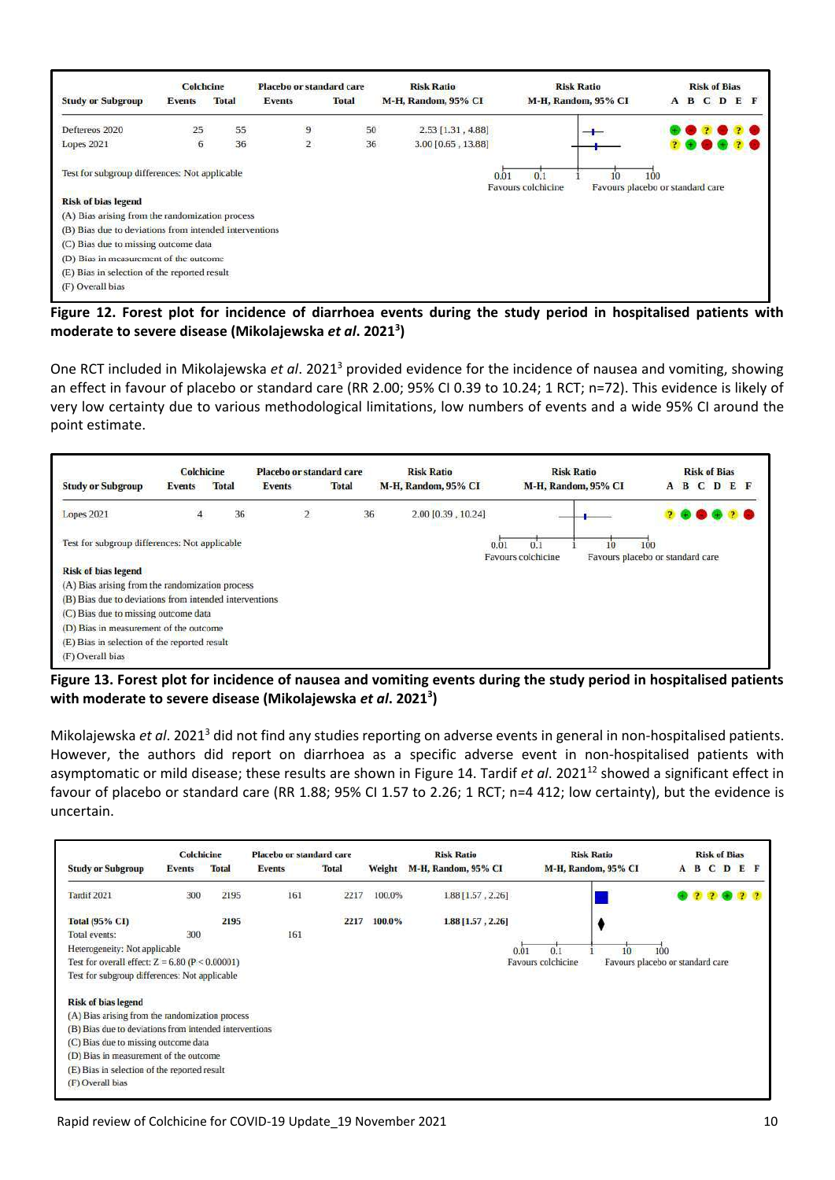| Study or Subgroup | Colchicine Events | Colchicine Total | Placebo or standard care Events | Placebo or standard care Total | Risk Ratio M-H, Random, 95% CI |
|---|---|---|---|---|---|
| Deftereos 2020 | 25 | 55 | 9 | 50 | 2.53 [1.31 , 4.88] |
| Lopes 2021 | 6 | 36 | 2 | 36 | 3.00 [0.65 , 13.88] |

Test for subgroup differences: Not applicable

Favours colchicine / Favours placebo or standard care

**Risk of bias legend**
(A) Bias arising from the randomization process
(B) Bias due to deviations from intended interventions
(C) Bias due to missing outcome data
(D) Bias in measurement of the outcome
(E) Bias in selection of the reported result
(F) Overall bias

**Figure 12. Forest plot for incidence of diarrhoea events during the study period in hospitalised patients with moderate to severe disease (Mikolajewska *et al*. 2021[3])**

One RCT included in Mikolajewska *et al*. 2021[3] provided evidence for the incidence of nausea and vomiting, showing an effect in favour of placebo or standard care (RR 2.00; 95% CI 0.39 to 10.24; 1 RCT; n=72). This evidence is likely of very low certainty due to various methodological limitations, low numbers of events and a wide 95% CI around the point estimate.

| Study or Subgroup | Colchicine Events | Colchicine Total | Placebo or standard care Events | Placebo or standard care Total | Risk Ratio M-H, Random, 95% CI |
|---|---|---|---|---|---|
| Lopes 2021 | 4 | 36 | 2 | 36 | 2.00 [0.39 , 10.24] |

Test for subgroup differences: Not applicable

Favours colchicine / Favours placebo or standard care

**Risk of bias legend**
(A) Bias arising from the randomization process
(B) Bias due to deviations from intended interventions
(C) Bias due to missing outcome data
(D) Bias in measurement of the outcome
(E) Bias in selection of the reported result
(F) Overall bias

**Figure 13. Forest plot for incidence of nausea and vomiting events during the study period in hospitalised patients with moderate to severe disease (Mikolajewska *et al*. 2021[3])**

Mikolajewska *et al*. 2021[3] did not find any studies reporting on adverse events in general in non-hospitalised patients. However, the authors did report on diarrhoea as a specific adverse event in non-hospitalised patients with asymptomatic or mild disease; these results are shown in Figure 14. Tardif *et al*. 2021[12] showed a significant effect in favour of placebo or standard care (RR 1.88; 95% CI 1.57 to 2.26; 1 RCT; n=4 412; low certainty), but the evidence is uncertain.

| Study or Subgroup | Colchicine Events | Colchicine Total | Placebo or standard care Events | Placebo or standard care Total | Weight | Risk Ratio M-H, Random, 95% CI |
|---|---|---|---|---|---|---|
| Tardif 2021 | 300 | 2195 | 161 | 2217 | 100.0% | 1.88 [1.57 , 2.26] |
| **Total (95% CI)** | | **2195** | | **2217** | **100.0%** | **1.88 [1.57 , 2.26]** |
| Total events: | 300 | | 161 | | | |

Heterogeneity: Not applicable
Test for overall effect: Z = 6.80 (P < 0.00001)
Test for subgroup differences: Not applicable

Favours colchicine / Favours placebo or standard care

**Risk of bias legend**
(A) Bias arising from the randomization process
(B) Bias due to deviations from intended interventions
(C) Bias due to missing outcome data
(D) Bias in measurement of the outcome
(E) Bias in selection of the reported result
(F) Overall bias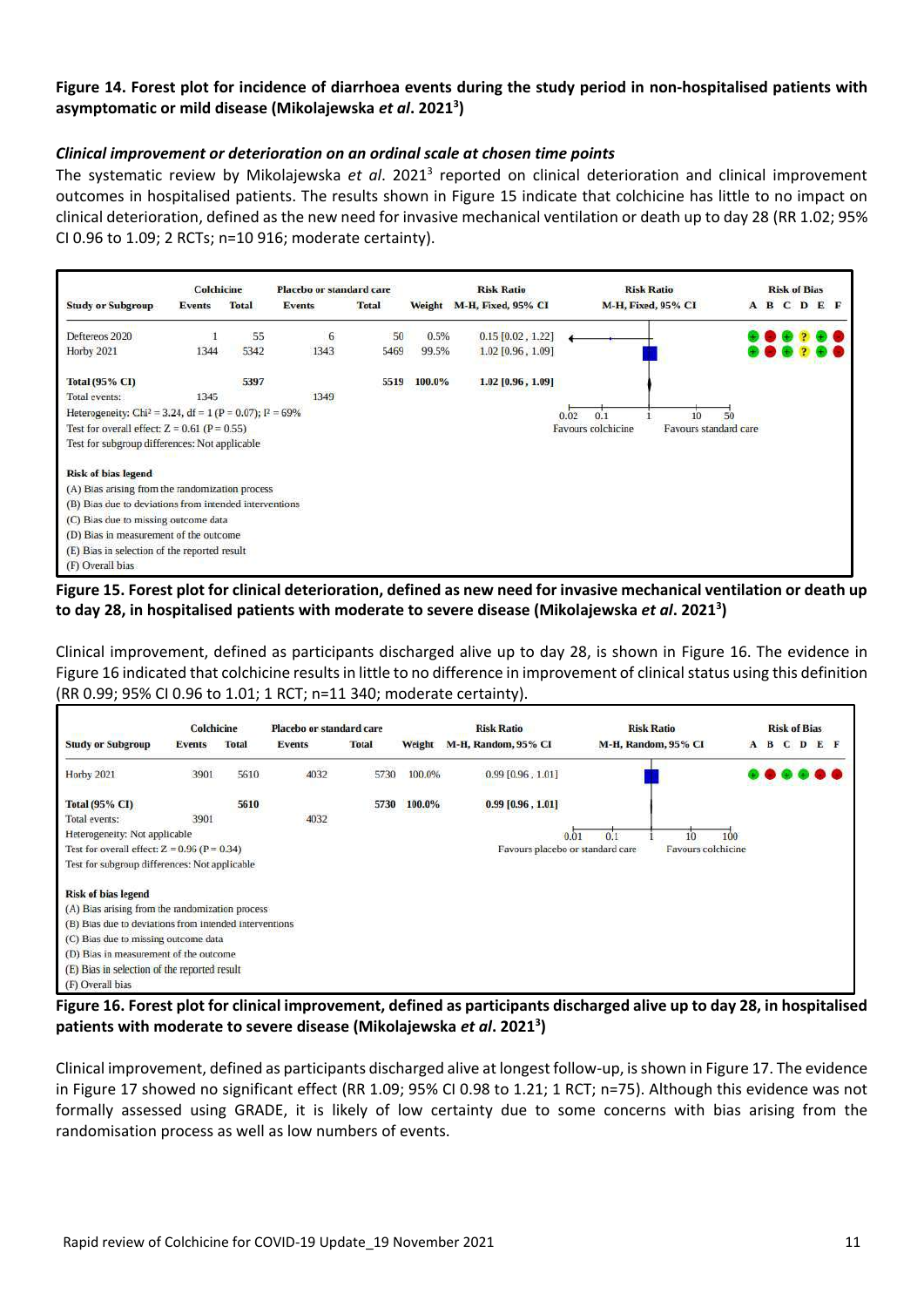**Figure 14. Forest plot for incidence of diarrhoea events during the study period in non-hospitalised patients with asymptomatic or mild disease (Mikolajewska *et al*. 2021[3])**

### *Clinical improvement or deterioration on an ordinal scale at chosen time points*

The systematic review by Mikolajewska *et al*. 2021[3] reported on clinical deterioration and clinical improvement outcomes in hospitalised patients. The results shown in Figure 15 indicate that colchicine has little to no impact on clinical deterioration, defined as the new need for invasive mechanical ventilation or death up to day 28 (RR 1.02; 95% CI 0.96 to 1.09; 2 RCTs; n=10 916; moderate certainty).

| Study or Subgroup | Colchicine Events | Colchicine Total | Placebo or standard care Events | Placebo or standard care Total | Weight | Risk Ratio M-H, Fixed, 95% CI |
|---|---|---|---|---|---|---|
| Deftereos 2020 | 1 | 55 | 6 | 50 | 0.5% | 0.15 [0.02 , 1.22] |
| Horby 2021 | 1344 | 5342 | 1343 | 5469 | 99.5% | 1.02 [0.96 , 1.09] |
| **Total (95% CI)** | | **5397** | | **5519** | **100.0%** | **1.02 [0.96 , 1.09]** |
| Total events: | 1345 | | 1349 | | | |

Heterogeneity: $Chi^2 = 3.24$, df = 1 (P = 0.07); $I^2 = 69\%$
Test for overall effect: Z = 0.61 (P = 0.55)
Test for subgroup differences: Not applicable

Favours colchicine / Favours standard care

Risk of bias legend
(A) Bias arising from the randomization process
(B) Bias due to deviations from intended interventions
(C) Bias due to missing outcome data
(D) Bias in measurement of the outcome
(E) Bias in selection of the reported result
(F) Overall bias

**Figure 15. Forest plot for clinical deterioration, defined as new need for invasive mechanical ventilation or death up to day 28, in hospitalised patients with moderate to severe disease (Mikolajewska *et al*. 2021[3])**

Clinical improvement, defined as participants discharged alive up to day 28, is shown in Figure 16. The evidence in Figure 16 indicated that colchicine results in little to no difference in improvement of clinical status using this definition (RR 0.99; 95% CI 0.96 to 1.01; 1 RCT; n=11 340; moderate certainty).

| Study or Subgroup | Colchicine Events | Colchicine Total | Placebo or standard care Events | Placebo or standard care Total | Weight | Risk Ratio M-H, Random, 95% CI |
|---|---|---|---|---|---|---|
| Horby 2021 | 3901 | 5610 | 4032 | 5730 | 100.0% | 0.99 [0.96 , 1.01] |
| **Total (95% CI)** | | **5610** | | **5730** | **100.0%** | **0.99 [0.96 , 1.01]** |
| Total events: | 3901 | | 4032 | | | |

Heterogeneity: Not applicable
Test for overall effect: Z = 0.96 (P = 0.34)
Test for subgroup differences: Not applicable

Favours placebo or standard care / Favours colchicine

Risk of bias legend
(A) Bias arising from the randomization process
(B) Bias due to deviations from intended interventions
(C) Bias due to missing outcome data
(D) Bias in measurement of the outcome
(E) Bias in selection of the reported result
(F) Overall bias

**Figure 16. Forest plot for clinical improvement, defined as participants discharged alive up to day 28, in hospitalised patients with moderate to severe disease (Mikolajewska *et al*. 2021[3])**

Clinical improvement, defined as participants discharged alive at longest follow-up, is shown in Figure 17. The evidence in Figure 17 showed no significant effect (RR 1.09; 95% CI 0.98 to 1.21; 1 RCT; n=75). Although this evidence was not formally assessed using GRADE, it is likely of low certainty due to some concerns with bias arising from the randomisation process as well as low numbers of events.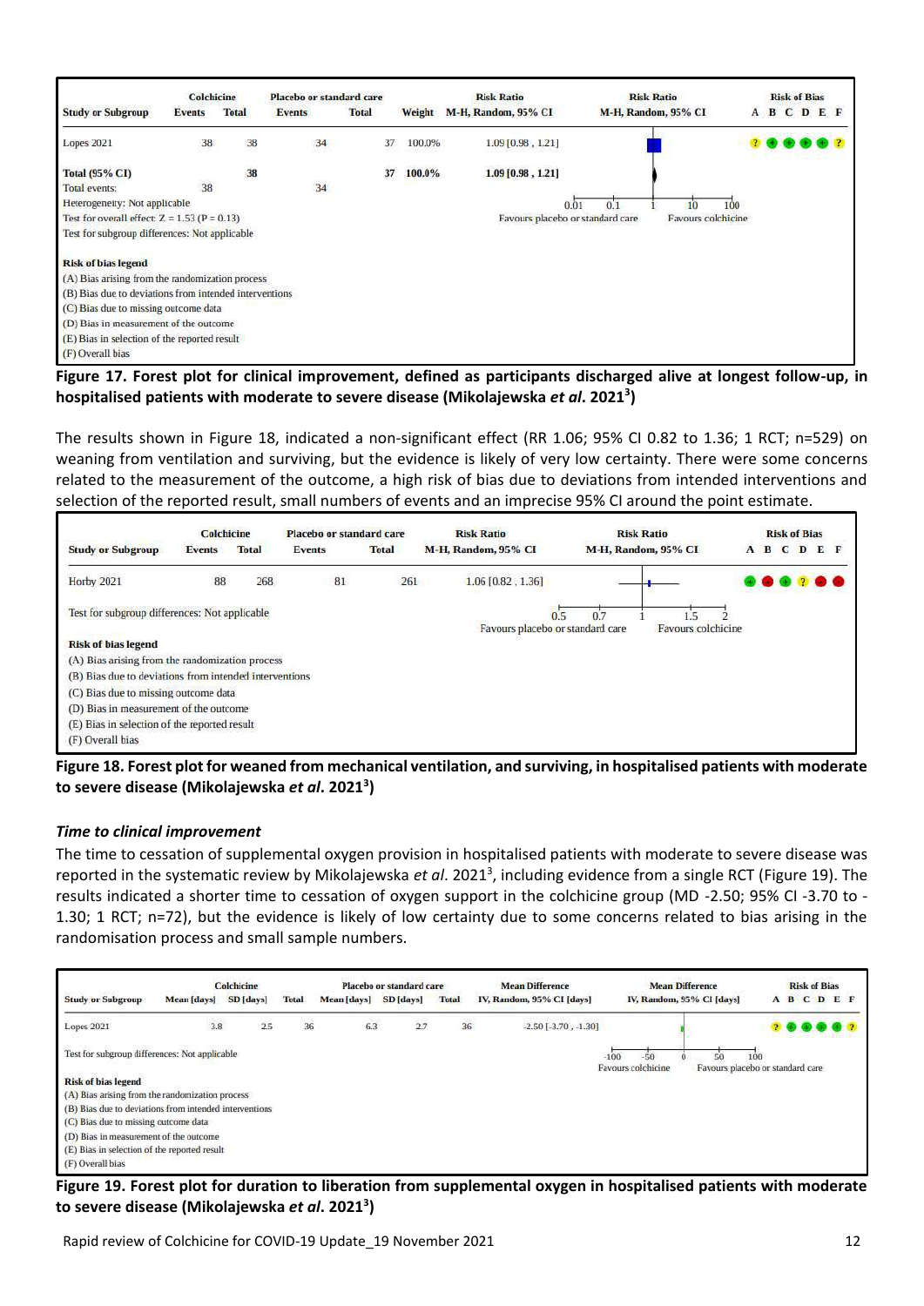| Study or Subgroup | Colchicine Events | Colchicine Total | Placebo or standard care Events | Placebo or standard care Total | Weight | Risk Ratio M-H, Random, 95% CI | Risk of Bias A B C D E F |
|---|---|---|---|---|---|---|---|
| Lopes 2021 | 38 | 38 | 34 | 37 | 100.0% | 1.09 [0.98 , 1.21] | ? + + + + ? |
| **Total (95% CI)** | | **38** | | **37** | **100.0%** | **1.09 [0.98 , 1.21]** | |
| Total events: | 38 | | 34 | | | | |

Heterogeneity: Not applicable
Test for overall effect: Z = 1.53 (P = 0.13)
Test for subgroup differences: Not applicable

Favours placebo or standard care | Favours colchicine

**Risk of bias legend**
(A) Bias arising from the randomization process
(B) Bias due to deviations from intended interventions
(C) Bias due to missing outcome data
(D) Bias in measurement of the outcome
(E) Bias in selection of the reported result
(F) Overall bias

**Figure 17. Forest plot for clinical improvement, defined as participants discharged alive at longest follow-up, in hospitalised patients with moderate to severe disease (Mikolajewska *et al*. 2021[3])**

The results shown in Figure 18, indicated a non-significant effect (RR 1.06; 95% CI 0.82 to 1.36; 1 RCT; n=529) on weaning from ventilation and surviving, but the evidence is likely of very low certainty. There were some concerns related to the measurement of the outcome, a high risk of bias due to deviations from intended interventions and selection of the reported result, small numbers of events and an imprecise 95% CI around the point estimate.

| Study or Subgroup | Colchicine Events | Colchicine Total | Placebo or standard care Events | Placebo or standard care Total | Risk Ratio M-H, Random, 95% CI | Risk of Bias A B C D E F |
|---|---|---|---|---|---|---|
| Horby 2021 | 88 | 268 | 81 | 261 | 1.06 [0.82 , 1.36] | + − + ? − − |

Test for subgroup differences: Not applicable

Favours placebo or standard care | Favours colchicine

**Risk of bias legend**
(A) Bias arising from the randomization process
(B) Bias due to deviations from intended interventions
(C) Bias due to missing outcome data
(D) Bias in measurement of the outcome
(E) Bias in selection of the reported result
(F) Overall bias

**Figure 18. Forest plot for weaned from mechanical ventilation, and surviving, in hospitalised patients with moderate to severe disease (Mikolajewska *et al*. 2021[3])**

### *Time to clinical improvement*

The time to cessation of supplemental oxygen provision in hospitalised patients with moderate to severe disease was reported in the systematic review by Mikolajewska *et al*. 2021[3], including evidence from a single RCT (Figure 19). The results indicated a shorter time to cessation of oxygen support in the colchicine group (MD -2.50; 95% CI -3.70 to -1.30; 1 RCT; n=72), but the evidence is likely of low certainty due to some concerns related to bias arising in the randomisation process and small sample numbers.

| Study or Subgroup | Colchicine Mean [days] | Colchicine SD [days] | Colchicine Total | Placebo or standard care Mean [days] | Placebo or standard care SD [days] | Placebo or standard care Total | Mean Difference IV, Random, 95% CI [days] | Risk of Bias A B C D E F |
|---|---|---|---|---|---|---|---|---|
| Lopes 2021 | 3.8 | 2.5 | 36 | 6.3 | 2.7 | 36 | -2.50 [-3.70 , -1.30] | ? + + + + ? |

Test for subgroup differences: Not applicable

Favours colchicine | Favours placebo or standard care

**Risk of bias legend**
(A) Bias arising from the randomization process
(B) Bias due to deviations from intended interventions
(C) Bias due to missing outcome data
(D) Bias in measurement of the outcome
(E) Bias in selection of the reported result
(F) Overall bias

**Figure 19. Forest plot for duration to liberation from supplemental oxygen in hospitalised patients with moderate to severe disease (Mikolajewska *et al*. 2021[3])**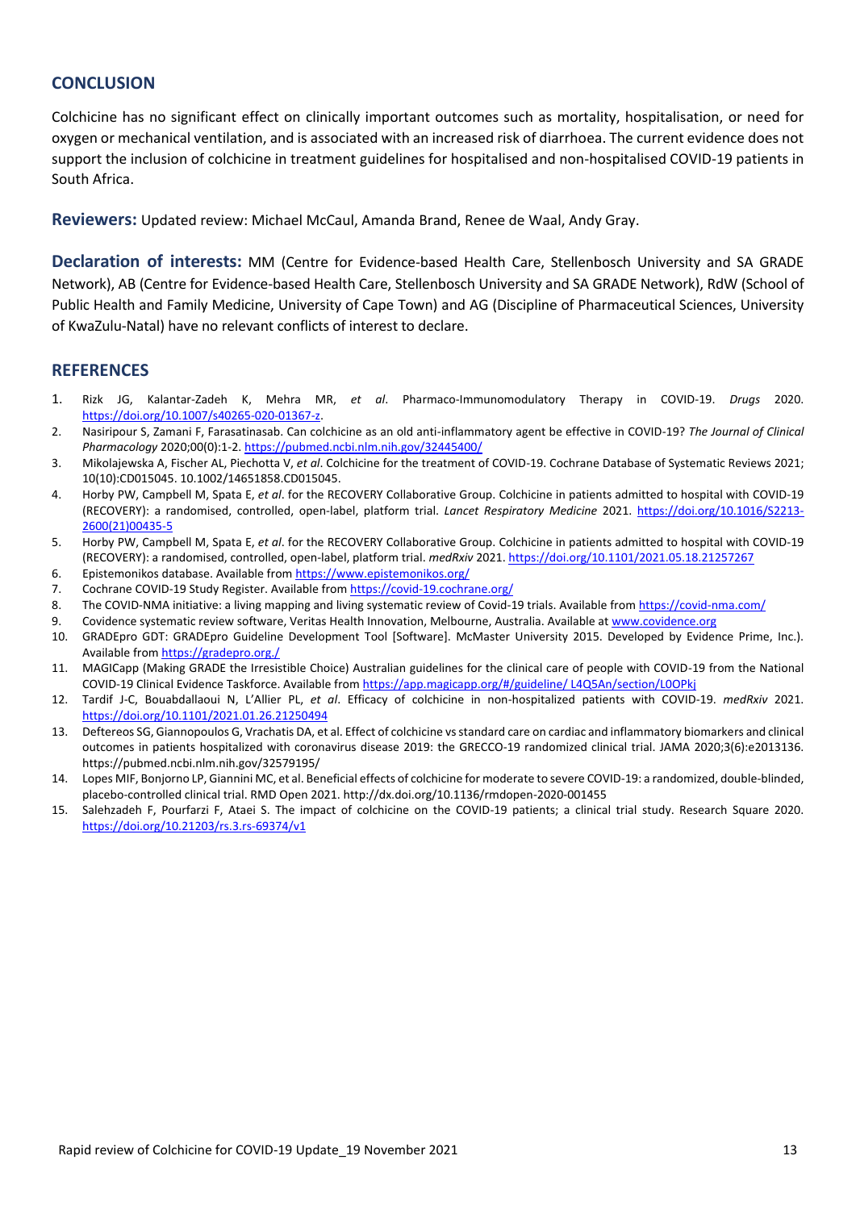## CONCLUSION

Colchicine has no significant effect on clinically important outcomes such as mortality, hospitalisation, or need for oxygen or mechanical ventilation, and is associated with an increased risk of diarrhoea. The current evidence does not support the inclusion of colchicine in treatment guidelines for hospitalised and non-hospitalised COVID-19 patients in South Africa.

**Reviewers:** Updated review: Michael McCaul, Amanda Brand, Renee de Waal, Andy Gray.

**Declaration of interests:** MM (Centre for Evidence-based Health Care, Stellenbosch University and SA GRADE Network), AB (Centre for Evidence-based Health Care, Stellenbosch University and SA GRADE Network), RdW (School of Public Health and Family Medicine, University of Cape Town) and AG (Discipline of Pharmaceutical Sciences, University of KwaZulu-Natal) have no relevant conflicts of interest to declare.

## REFERENCES

1. Rizk JG, Kalantar-Zadeh K, Mehra MR, *et al*. Pharmaco-Immunomodulatory Therapy in COVID-19. *Drugs* 2020. https://doi.org/10.1007/s40265-020-01367-z.
2. Nasiripour S, Zamani F, Farasatinasab. Can colchicine as an old anti-inflammatory agent be effective in COVID-19? *The Journal of Clinical Pharmacology* 2020;00(0):1-2. https://pubmed.ncbi.nlm.nih.gov/32445400/
3. Mikolajewska A, Fischer AL, Piechotta V, *et al*. Colchicine for the treatment of COVID-19. Cochrane Database of Systematic Reviews 2021; 10(10):CD015045. 10.1002/14651858.CD015045.
4. Horby PW, Campbell M, Spata E, *et al*. for the RECOVERY Collaborative Group. Colchicine in patients admitted to hospital with COVID-19 (RECOVERY): a randomised, controlled, open-label, platform trial. *Lancet Respiratory Medicine* 2021. https://doi.org/10.1016/S2213-2600(21)00435-5
5. Horby PW, Campbell M, Spata E, *et al*. for the RECOVERY Collaborative Group. Colchicine in patients admitted to hospital with COVID-19 (RECOVERY): a randomised, controlled, open-label, platform trial. *medRxiv* 2021. https://doi.org/10.1101/2021.05.18.21257267
6. Epistemonikos database. Available from https://www.epistemonikos.org/
7. Cochrane COVID-19 Study Register. Available from https://covid-19.cochrane.org/
8. The COVID-NMA initiative: a living mapping and living systematic review of Covid-19 trials. Available from https://covid-nma.com/
9. Covidence systematic review software, Veritas Health Innovation, Melbourne, Australia. Available at www.covidence.org
10. GRADEpro GDT: GRADEpro Guideline Development Tool [Software]. McMaster University 2015. Developed by Evidence Prime, Inc.). Available from https://gradepro.org./
11. MAGICapp (Making GRADE the Irresistible Choice) Australian guidelines for the clinical care of people with COVID-19 from the National COVID-19 Clinical Evidence Taskforce. Available from https://app.magicapp.org/#/guideline/ L4Q5An/section/L0OPkj
12. Tardif J-C, Bouabdallaoui N, L'Allier PL, *et al*. Efficacy of colchicine in non-hospitalized patients with COVID-19. *medRxiv* 2021. https://doi.org/10.1101/2021.01.26.21250494
13. Deftereos SG, Giannopoulos G, Vrachatis DA, et al. Effect of colchicine vs standard care on cardiac and inflammatory biomarkers and clinical outcomes in patients hospitalized with coronavirus disease 2019: the GRECCO-19 randomized clinical trial. JAMA 2020;3(6):e2013136. https://pubmed.ncbi.nlm.nih.gov/32579195/
14. Lopes MIF, Bonjorno LP, Giannini MC, et al. Beneficial effects of colchicine for moderate to severe COVID-19: a randomized, double-blinded, placebo-controlled clinical trial. RMD Open 2021. http://dx.doi.org/10.1136/rmdopen-2020-001455
15. Salehzadeh F, Pourfarzi F, Ataei S. The impact of colchicine on the COVID-19 patients; a clinical trial study. Research Square 2020. https://doi.org/10.21203/rs.3.rs-69374/v1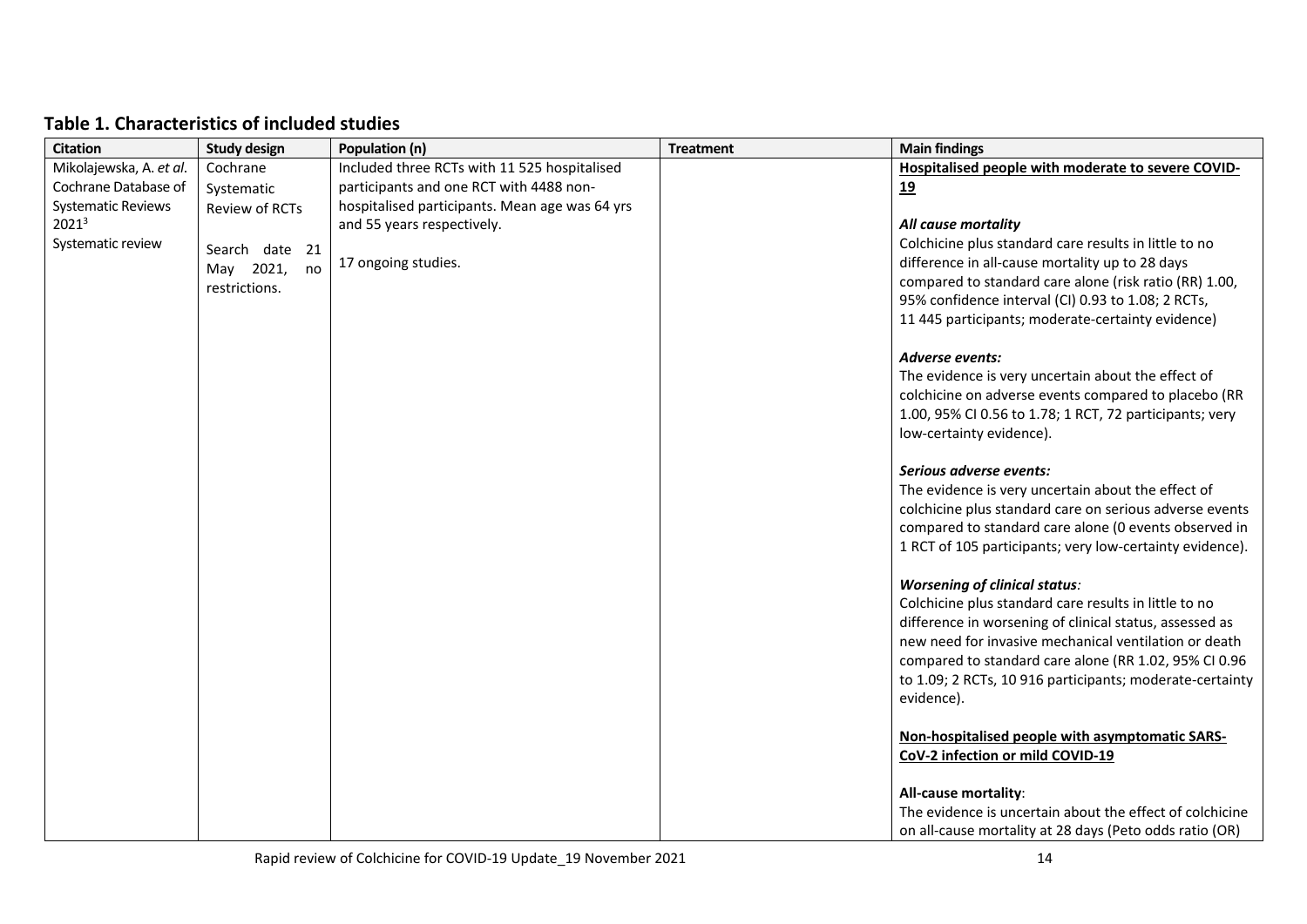## Table 1. Characteristics of included studies

| Citation | Study design | Population (n) | Treatment | Main findings |
|---|---|---|---|---|
| Mikolajewska, A. *et al.* Cochrane Database of Systematic Reviews 2021[3] Systematic review | Cochrane Systematic Review of RCTs<br><br>Search date 21 May 2021, no restrictions. | Included three RCTs with 11 525 hospitalised participants and one RCT with 4488 non-hospitalised participants. Mean age was 64 yrs and 55 years respectively.<br><br>17 ongoing studies. | | **Hospitalised people with moderate to severe COVID-19**<br><br>***All cause mortality***<br>Colchicine plus standard care results in little to no difference in all-cause mortality up to 28 days compared to standard care alone (risk ratio (RR) 1.00, 95% confidence interval (CI) 0.93 to 1.08; 2 RCTs, 11 445 participants; moderate-certainty evidence)<br><br>***Adverse events:***<br>The evidence is very uncertain about the effect of colchicine on adverse events compared to placebo (RR 1.00, 95% CI 0.56 to 1.78; 1 RCT, 72 participants; very low-certainty evidence).<br><br>***Serious adverse events:***<br>The evidence is very uncertain about the effect of colchicine plus standard care on serious adverse events compared to standard care alone (0 events observed in 1 RCT of 105 participants; very low-certainty evidence).<br><br>***Worsening of clinical status:***<br>Colchicine plus standard care results in little to no difference in worsening of clinical status, assessed as new need for invasive mechanical ventilation or death compared to standard care alone (RR 1.02, 95% CI 0.96 to 1.09; 2 RCTs, 10 916 participants; moderate-certainty evidence).<br><br>**Non-hospitalised people with asymptomatic SARS-CoV-2 infection or mild COVID-19**<br><br>**All-cause mortality**:<br>The evidence is uncertain about the effect of colchicine on all-cause mortality at 28 days (Peto odds ratio (OR) |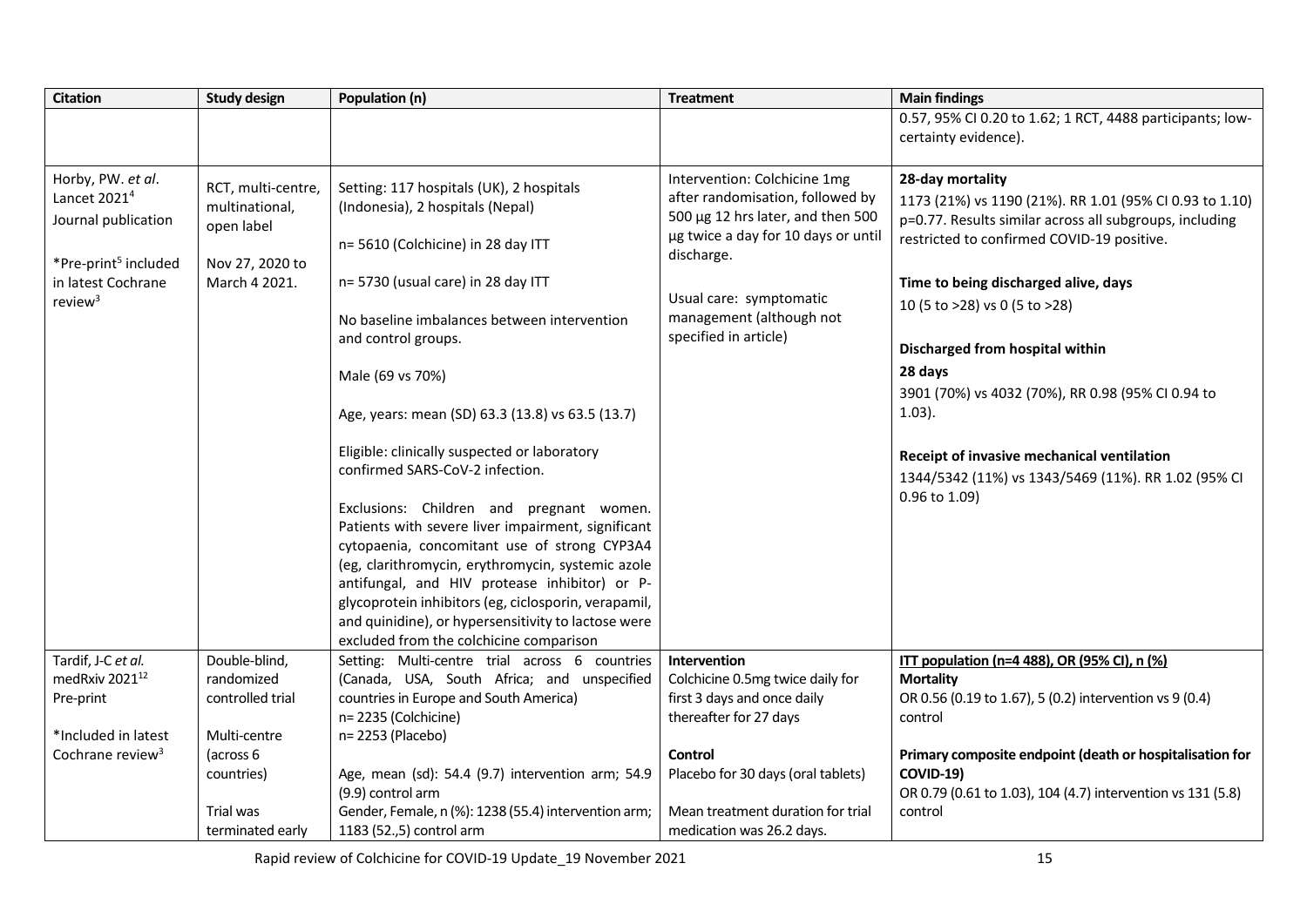| Citation | Study design | Population (n) | Treatment | Main findings |
|---|---|---|---|---|
| | | | | 0.57, 95% CI 0.20 to 1.62; 1 RCT, 4488 participants; low-certainty evidence). |
| Horby, PW. *et al*. Lancet 2021[4]<br>Journal publication<br><br>*Pre-print[5] included in latest Cochrane review[3] | RCT, multi-centre, multinational, open label<br><br>Nov 27, 2020 to March 4 2021. | Setting: 117 hospitals (UK), 2 hospitals (Indonesia), 2 hospitals (Nepal)<br><br>n= 5610 (Colchicine) in 28 day ITT<br><br>n= 5730 (usual care) in 28 day ITT<br><br>No baseline imbalances between intervention and control groups.<br><br>Male (69 vs 70%)<br><br>Age, years: mean (SD) 63.3 (13.8) vs 63.5 (13.7)<br><br>Eligible: clinically suspected or laboratory confirmed SARS-CoV-2 infection.<br><br>Exclusions: Children and pregnant women. Patients with severe liver impairment, significant cytopaenia, concomitant use of strong CYP3A4 (eg, clarithromycin, erythromycin, systemic azole antifungal, and HIV protease inhibitor) or P-glycoprotein inhibitors (eg, ciclosporin, verapamil, and quinidine), or hypersensitivity to lactose were excluded from the colchicine comparison | Intervention: Colchicine 1mg after randomisation, followed by 500 µg 12 hrs later, and then 500 µg twice a day for 10 days or until discharge.<br><br>Usual care: symptomatic management (although not specified in article) | **28-day mortality**<br>1173 (21%) vs 1190 (21%). RR 1.01 (95% CI 0.93 to 1.10) p=0.77. Results similar across all subgroups, including restricted to confirmed COVID-19 positive.<br><br>**Time to being discharged alive, days**<br>10 (5 to >28) vs 0 (5 to >28)<br><br>**Discharged from hospital within 28 days**<br>3901 (70%) vs 4032 (70%), RR 0.98 (95% CI 0.94 to 1.03).<br><br>**Receipt of invasive mechanical ventilation**<br>1344/5342 (11%) vs 1343/5469 (11%). RR 1.02 (95% CI 0.96 to 1.09) |
| Tardif, J-C *et al.* medRxiv 2021[12]<br>Pre-print<br><br>*Included in latest Cochrane review[3] | Double-blind, randomized controlled trial<br><br>Multi-centre (across 6 countries)<br><br>Trial was terminated early | Setting: Multi-centre trial across 6 countries (Canada, USA, South Africa; and unspecified countries in Europe and South America)<br>n= 2235 (Colchicine)<br>n= 2253 (Placebo)<br><br>Age, mean (sd): 54.4 (9.7) intervention arm; 54.9 (9.9) control arm<br>Gender, Female, n (%): 1238 (55.4) intervention arm; 1183 (52.,5) control arm | **Intervention**<br>Colchicine 0.5mg twice daily for first 3 days and once daily thereafter for 27 days<br><br>**Control**<br>Placebo for 30 days (oral tablets)<br><br>Mean treatment duration for trial medication was 26.2 days. | **ITT population (n=4 488), OR (95% CI), n (%)**<br>**Mortality**<br>OR 0.56 (0.19 to 1.67), 5 (0.2) intervention vs 9 (0.4) control<br><br>**Primary composite endpoint (death or hospitalisation for COVID-19)**<br>OR 0.79 (0.61 to 1.03), 104 (4.7) intervention vs 131 (5.8) control |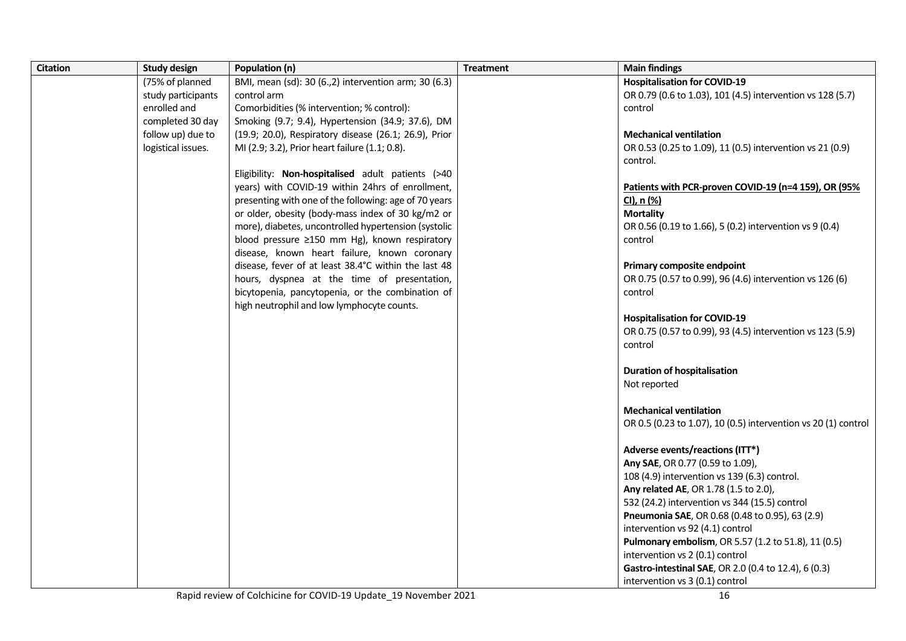| Citation | Study design | Population (n) | Treatment | Main findings |
|---|---|---|---|---|
| | (75% of planned study participants enrolled and completed 30 day follow up) due to logistical issues. | BMI, mean (sd): 30 (6.,2) intervention arm; 30 (6.3) control arm<br>Comorbidities (% intervention; % control): Smoking (9.7; 9.4), Hypertension (34.9; 37.6), DM (19.9; 20.0), Respiratory disease (26.1; 26.9), Prior MI (2.9; 3.2), Prior heart failure (1.1; 0.8).<br><br>Eligibility: **Non-hospitalised** adult patients (>40 years) with COVID-19 within 24hrs of enrollment, presenting with one of the following: age of 70 years or older, obesity (body-mass index of 30 kg/m2 or more), diabetes, uncontrolled hypertension (systolic blood pressure ≥150 mm Hg), known respiratory disease, known heart failure, known coronary disease, fever of at least 38.4°C within the last 48 hours, dyspnea at the time of presentation, bicytopenia, pancytopenia, or the combination of high neutrophil and low lymphocyte counts. | | **Hospitalisation for COVID-19**<br>OR 0.79 (0.6 to 1.03), 101 (4.5) intervention vs 128 (5.7) control<br><br>**Mechanical ventilation**<br>OR 0.53 (0.25 to 1.09), 11 (0.5) intervention vs 21 (0.9) control.<br><br>**<u>Patients with PCR-proven COVID-19 (n=4 159), OR (95% CI), n (%)</u>**<br>**Mortality**<br>OR 0.56 (0.19 to 1.66), 5 (0.2) intervention vs 9 (0.4) control<br><br>**Primary composite endpoint**<br>OR 0.75 (0.57 to 0.99), 96 (4.6) intervention vs 126 (6) control<br><br>**Hospitalisation for COVID-19**<br>OR 0.75 (0.57 to 0.99), 93 (4.5) intervention vs 123 (5.9) control<br><br>**Duration of hospitalisation**<br>Not reported<br><br>**Mechanical ventilation**<br>OR 0.5 (0.23 to 1.07), 10 (0.5) intervention vs 20 (1) control<br><br>**Adverse events/reactions (ITT*)**<br>**Any SAE**, OR 0.77 (0.59 to 1.09), 108 (4.9) intervention vs 139 (6.3) control.<br>**Any related AE**, OR 1.78 (1.5 to 2.0), 532 (24.2) intervention vs 344 (15.5) control<br>**Pneumonia SAE**, OR 0.68 (0.48 to 0.95), 63 (2.9) intervention vs 92 (4.1) control<br>**Pulmonary embolism**, OR 5.57 (1.2 to 51.8), 11 (0.5) intervention vs 2 (0.1) control<br>**Gastro-intestinal SAE**, OR 2.0 (0.4 to 12.4), 6 (0.3) intervention vs 3 (0.1) control |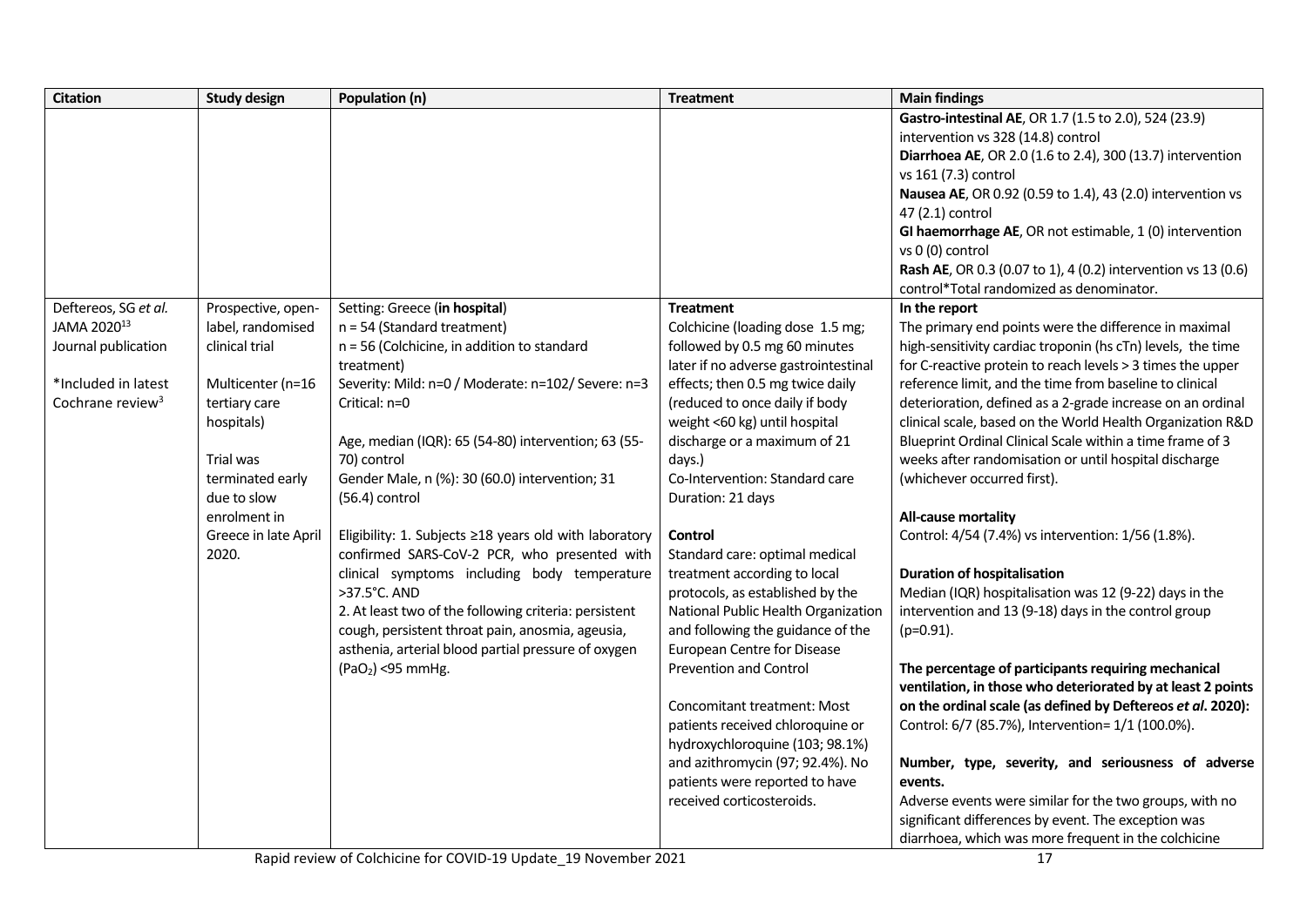| Citation | Study design | Population (n) | Treatment | Main findings |
|---|---|---|---|---|
| | | | | **Gastro-intestinal AE**, OR 1.7 (1.5 to 2.0), 524 (23.9) intervention vs 328 (14.8) control<br>**Diarrhoea AE**, OR 2.0 (1.6 to 2.4), 300 (13.7) intervention vs 161 (7.3) control<br>**Nausea AE**, OR 0.92 (0.59 to 1.4), 43 (2.0) intervention vs 47 (2.1) control<br>**GI haemorrhage AE**, OR not estimable, 1 (0) intervention vs 0 (0) control<br>**Rash AE**, OR 0.3 (0.07 to 1), 4 (0.2) intervention vs 13 (0.6) control*Total randomized as denominator. |
| Deftereos, SG *et al.* JAMA 2020[13]<br>Journal publication<br><br>*Included in latest Cochrane review[3] | Prospective, open-label, randomised clinical trial<br><br>Multicenter (n=16 tertiary care hospitals)<br><br>Trial was terminated early due to slow enrolment in Greece in late April 2020. | Setting: Greece (**in hospital**)<br>n = 54 (Standard treatment)<br>n = 56 (Colchicine, in addition to standard treatment)<br>Severity: Mild: n=0 / Moderate: n=102/ Severe: n=3 Critical: n=0<br><br>Age, median (IQR): 65 (54-80) intervention; 63 (55-70) control<br>Gender Male, n (%): 30 (60.0) intervention; 31 (56.4) control<br><br>Eligibility: 1. Subjects ≥18 years old with laboratory confirmed SARS-CoV-2 PCR, who presented with clinical symptoms including body temperature >37.5°C. AND<br>2. At least two of the following criteria: persistent cough, persistent throat pain, anosmia, ageusia, asthenia, arterial blood partial pressure of oxygen ($PaO_2$) <95 mmHg. | **Treatment**<br>Colchicine (loading dose 1.5 mg; followed by 0.5 mg 60 minutes later if no adverse gastrointestinal effects; then 0.5 mg twice daily (reduced to once daily if body weight <60 kg) until hospital discharge or a maximum of 21 days.)<br>Co-Intervention: Standard care<br>Duration: 21 days<br><br>**Control**<br>Standard care: optimal medical treatment according to local protocols, as established by the National Public Health Organization and following the guidance of the European Centre for Disease Prevention and Control<br><br>Concomitant treatment: Most patients received chloroquine or hydroxychloroquine (103; 98.1%) and azithromycin (97; 92.4%). No patients were reported to have received corticosteroids. | **In the report**<br>The primary end points were the difference in maximal high-sensitivity cardiac troponin (hs cTn) levels, the time for C-reactive protein to reach levels > 3 times the upper reference limit, and the time from baseline to clinical deterioration, defined as a 2-grade increase on an ordinal clinical scale, based on the World Health Organization R&D Blueprint Ordinal Clinical Scale within a time frame of 3 weeks after randomisation or until hospital discharge (whichever occurred first).<br><br>**All-cause mortality**<br>Control: 4/54 (7.4%) vs intervention: 1/56 (1.8%).<br><br>**Duration of hospitalisation**<br>Median (IQR) hospitalisation was 12 (9-22) days in the intervention and 13 (9-18) days in the control group (p=0.91).<br><br>**The percentage of participants requiring mechanical ventilation, in those who deteriorated by at least 2 points on the ordinal scale (as defined by Deftereos *et al*. 2020):** Control: 6/7 (85.7%), Intervention= 1/1 (100.0%).<br><br>**Number, type, severity, and seriousness of adverse events.**<br>Adverse events were similar for the two groups, with no significant differences by event. The exception was diarrhoea, which was more frequent in the colchicine |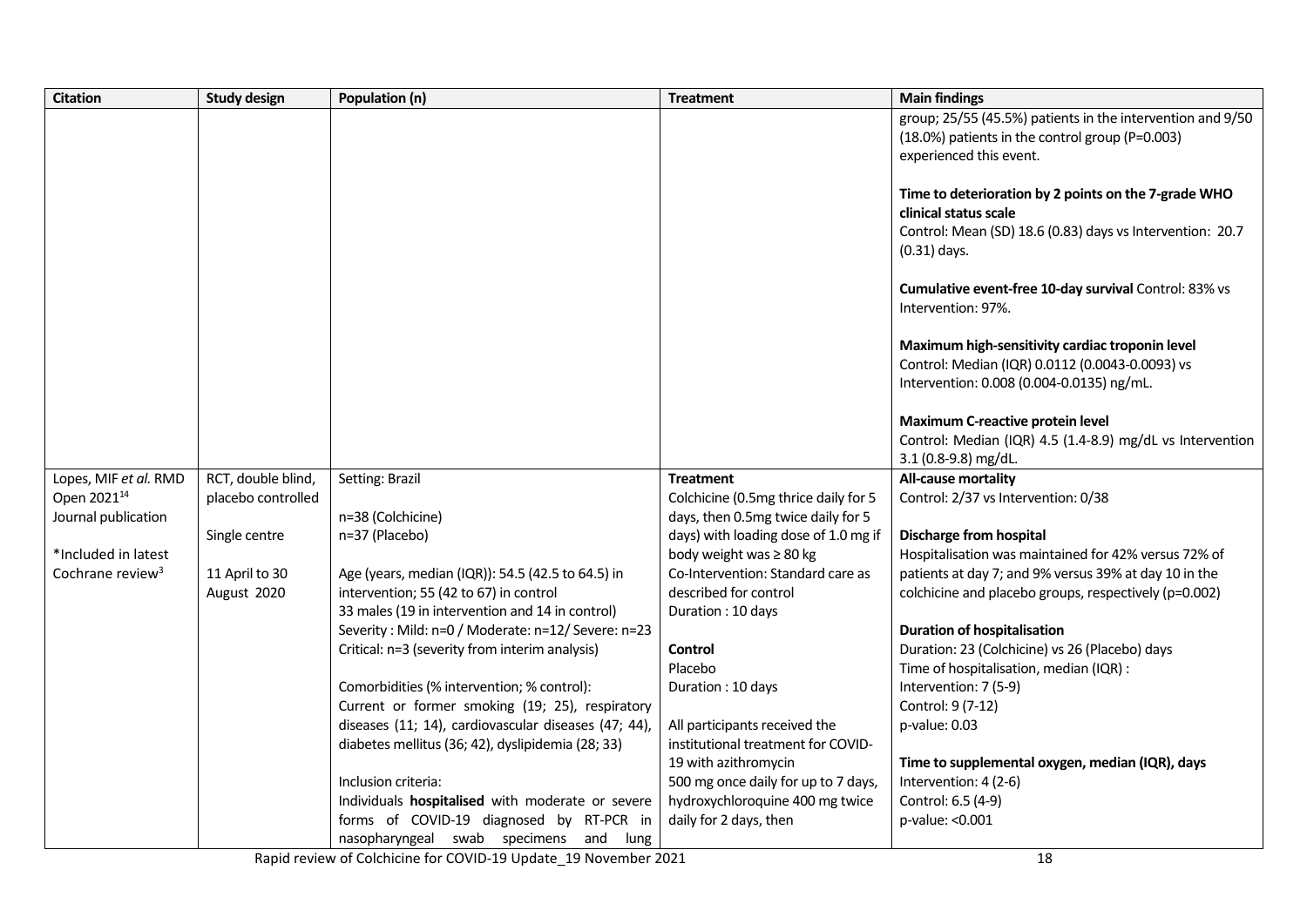| Citation | Study design | Population (n) | Treatment | Main findings |
|---|---|---|---|---|
| | | | | group; 25/55 (45.5%) patients in the intervention and 9/50 (18.0%) patients in the control group (P=0.003) experienced this event.<br><br>**Time to deterioration by 2 points on the 7-grade WHO clinical status scale**<br>Control: Mean (SD) 18.6 (0.83) days vs Intervention: 20.7 (0.31) days.<br><br>**Cumulative event-free 10-day survival** Control: 83% vs Intervention: 97%.<br><br>**Maximum high-sensitivity cardiac troponin level**<br>Control: Median (IQR) 0.0112 (0.0043-0.0093) vs Intervention: 0.008 (0.004-0.0135) ng/mL.<br><br>**Maximum C-reactive protein level**<br>Control: Median (IQR) 4.5 (1.4-8.9) mg/dL vs Intervention 3.1 (0.8-9.8) mg/dL. |
| Lopes, MIF *et al.* RMD Open 2021[14]<br>Journal publication<br><br>*Included in latest Cochrane review[3] | RCT, double blind, placebo controlled<br><br>Single centre<br><br>11 April to 30 August 2020 | Setting: Brazil<br><br>n=38 (Colchicine)<br>n=37 (Placebo)<br><br>Age (years, median (IQR)): 54.5 (42.5 to 64.5) in intervention; 55 (42 to 67) in control<br>33 males (19 in intervention and 14 in control)<br>Severity : Mild: n=0 / Moderate: n=12/ Severe: n=23 Critical: n=3 (severity from interim analysis)<br><br>Comorbidities (% intervention; % control):<br>Current or former smoking (19; 25), respiratory diseases (11; 14), cardiovascular diseases (47; 44), diabetes mellitus (36; 42), dyslipidemia (28; 33)<br><br>Inclusion criteria:<br>Individuals **hospitalised** with moderate or severe forms of COVID-19 diagnosed by RT-PCR in nasopharyngeal swab specimens and lung | **Treatment**<br>Colchicine (0.5mg thrice daily for 5 days, then 0.5mg twice daily for 5 days) with loading dose of 1.0 mg if body weight was ≥ 80 kg<br>Co-Intervention: Standard care as described for control<br>Duration : 10 days<br><br>**Control**<br>Placebo<br>Duration : 10 days<br><br>All participants received the institutional treatment for COVID-19 with azithromycin 500 mg once daily for up to 7 days, hydroxychloroquine 400 mg twice daily for 2 days, then | **All-cause mortality**<br>Control: 2/37 vs Intervention: 0/38<br><br>**Discharge from hospital**<br>Hospitalisation was maintained for 42% versus 72% of patients at day 7; and 9% versus 39% at day 10 in the colchicine and placebo groups, respectively (p=0.002)<br><br>**Duration of hospitalisation**<br>Duration: 23 (Colchicine) vs 26 (Placebo) days<br>Time of hospitalisation, median (IQR) :<br>Intervention: 7 (5-9)<br>Control: 9 (7-12)<br>p-value: 0.03<br><br>**Time to supplemental oxygen, median (IQR), days**<br>Intervention: 4 (2-6)<br>Control: 6.5 (4-9)<br>p-value: <0.001 |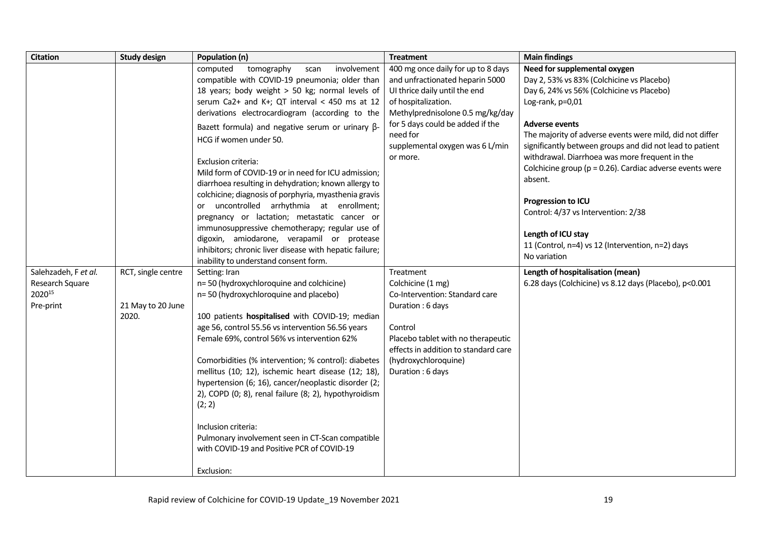| Citation | Study design | Population (n) | Treatment | Main findings |
|---|---|---|---|---|
| | | computed tomography scan involvement compatible with COVID-19 pneumonia; older than 18 years; body weight > 50 kg; normal levels of serum Ca2+ and K+; QT interval < 450 ms at 12 derivations electrocardiogram (according to the Bazett formula) and negative serum or urinary β-HCG if women under 50.<br><br>Exclusion criteria:<br>Mild form of COVID-19 or in need for ICU admission; diarrhoea resulting in dehydration; known allergy to colchicine; diagnosis of porphyria, myasthenia gravis or uncontrolled arrhythmia at enrollment; pregnancy or lactation; metastatic cancer or immunosuppressive chemotherapy; regular use of digoxin, amiodarone, verapamil or protease inhibitors; chronic liver disease with hepatic failure; inability to understand consent form. | 400 mg once daily for up to 8 days and unfractionated heparin 5000 UI thrice daily until the end of hospitalization.<br>Methylprednisolone 0.5 mg/kg/day for 5 days could be added if the need for supplemental oxygen was 6 L/min or more. | **Need for supplemental oxygen**<br>Day 2, 53% vs 83% (Colchicine vs Placebo)<br>Day 6, 24% vs 56% (Colchicine vs Placebo)<br>Log-rank, p=0,01<br><br>**Adverse events**<br>The majority of adverse events were mild, did not differ significantly between groups and did not lead to patient withdrawal. Diarrhoea was more frequent in the Colchicine group (p = 0.26). Cardiac adverse events were absent.<br><br>**Progression to ICU**<br>Control: 4/37 vs Intervention: 2/38<br><br>**Length of ICU stay**<br>11 (Control, n=4) vs 12 (Intervention, n=2) days<br>No variation |
| Salehzadeh, F *et al.*<br>Research Square 2020[15]<br>Pre-print | RCT, single centre<br><br>21 May to 20 June 2020. | Setting: Iran<br>n= 50 (hydroxychloroquine and colchicine)<br>n= 50 (hydroxychloroquine and placebo)<br><br>100 patients **hospitalised** with COVID-19; median age 56, control 55.56 vs intervention 56.56 years<br>Female 69%, control 56% vs intervention 62%<br><br>Comorbidities (% intervention; % control): diabetes mellitus (10; 12), ischemic heart disease (12; 18), hypertension (6; 16), cancer/neoplastic disorder (2; 2), COPD (0; 8), renal failure (8; 2), hypothyroidism (2; 2)<br><br>Inclusion criteria:<br>Pulmonary involvement seen in CT-Scan compatible with COVID-19 and Positive PCR of COVID-19<br><br>Exclusion: | Treatment<br>Colchicine (1 mg)<br>Co-Intervention: Standard care<br>Duration : 6 days<br><br>Control<br>Placebo tablet with no therapeutic effects in addition to standard care (hydroxychloroquine)<br>Duration : 6 days | **Length of hospitalisation (mean)**<br>6.28 days (Colchicine) vs 8.12 days (Placebo), p<0.001 |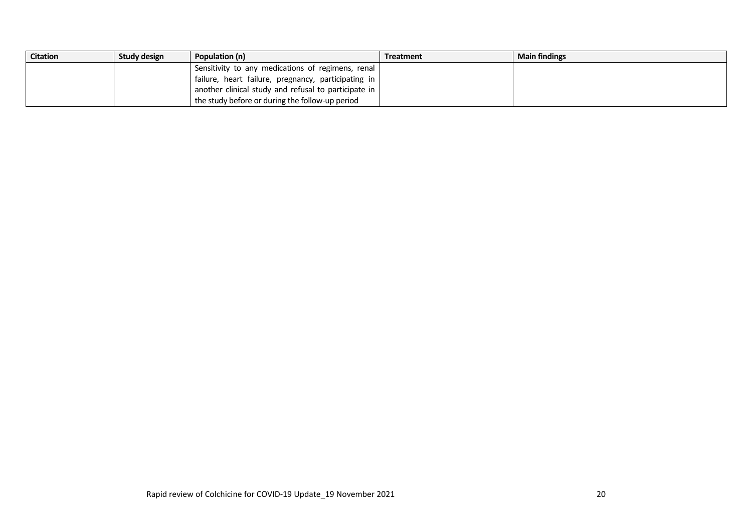| Citation | Study design | Population (n) | Treatment | Main findings |
| --- | --- | --- | --- | --- |
| | | Sensitivity to any medications of regimens, renal failure, heart failure, pregnancy, participating in another clinical study and refusal to participate in the study before or during the follow-up period | | |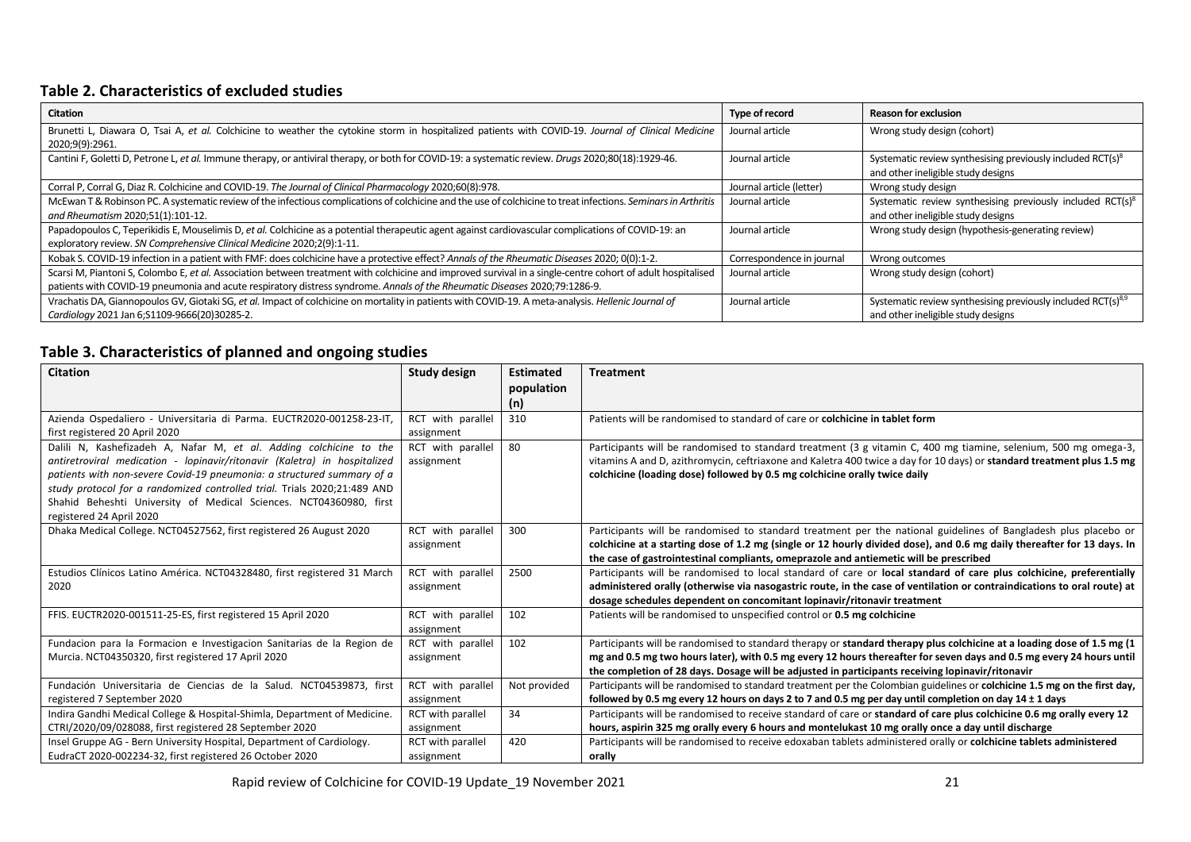## Table 2. Characteristics of excluded studies

| Citation | Type of record | Reason for exclusion |
|---|---|---|
| Brunetti L, Diawara O, Tsai A, *et al.* Colchicine to weather the cytokine storm in hospitalized patients with COVID-19. *Journal of Clinical Medicine* 2020;9(9):2961. | Journal article | Wrong study design (cohort) |
| Cantini F, Goletti D, Petrone L, *et al.* Immune therapy, or antiviral therapy, or both for COVID-19: a systematic review. *Drugs* 2020;80(18):1929-46. | Journal article | Systematic review synthesising previously included RCT(s)[8] and other ineligible study designs |
| Corral P, Corral G, Diaz R. Colchicine and COVID-19. *The Journal of Clinical Pharmacology* 2020;60(8):978. | Journal article (letter) | Wrong study design |
| McEwan T & Robinson PC. A systematic review of the infectious complications of colchicine and the use of colchicine to treat infections. *Seminars in Arthritis and Rheumatism* 2020;51(1):101-12. | Journal article | Systematic review synthesising previously included RCT(s)[8] and other ineligible study designs |
| Papadopoulos C, Teperikidis E, Mouselimis D, *et al.* Colchicine as a potential therapeutic agent against cardiovascular complications of COVID-19: an exploratory review. *SN Comprehensive Clinical Medicine* 2020;2(9):1-11. | Journal article | Wrong study design (hypothesis-generating review) |
| Kobak S. COVID-19 infection in a patient with FMF: does colchicine have a protective effect? *Annals of the Rheumatic Diseases* 2020; 0(0):1-2. | Correspondence in journal | Wrong outcomes |
| Scarsi M, Piantoni S, Colombo E, *et al.* Association between treatment with colchicine and improved survival in a single-centre cohort of adult hospitalised patients with COVID-19 pneumonia and acute respiratory distress syndrome. *Annals of the Rheumatic Diseases* 2020;79:1286-9. | Journal article | Wrong study design (cohort) |
| Vrachatis DA, Giannopoulos GV, Giotaki SG, *et al.* Impact of colchicine on mortality in patients with COVID-19. A meta-analysis. *Hellenic Journal of Cardiology* 2021 Jan 6;S1109-9666(20)30285-2. | Journal article | Systematic review synthesising previously included RCT(s)[8,9] and other ineligible study designs |

## Table 3. Characteristics of planned and ongoing studies

| Citation | Study design | Estimated population (n) | Treatment |
|---|---|---|---|
| Azienda Ospedaliero - Universitaria di Parma. EUCTR2020-001258-23-IT, first registered 20 April 2020 | RCT with parallel assignment | 310 | Patients will be randomised to standard of care or **colchicine in tablet form** |
| Dalili N, Kashefizadeh A, Nafar M, *et al*. *Adding colchicine to the antiretroviral medication - lopinavir/ritonavir (Kaletra) in hospitalized patients with non-severe Covid-19 pneumonia: a structured summary of a study protocol for a randomized controlled trial.* Trials 2020;21:489 AND Shahid Beheshti University of Medical Sciences. NCT04360980, first registered 24 April 2020 | RCT with parallel assignment | 80 | Participants will be randomised to standard treatment (3 g vitamin C, 400 mg tiamine, selenium, 500 mg omega-3, vitamins A and D, azithromycin, ceftriaxone and Kaletra 400 twice a day for 10 days) or **standard treatment plus 1.5 mg colchicine (loading dose) followed by 0.5 mg colchicine orally twice daily** |
| Dhaka Medical College. NCT04527562, first registered 26 August 2020 | RCT with parallel assignment | 300 | Participants will be randomised to standard treatment per the national guidelines of Bangladesh plus placebo or **colchicine at a starting dose of 1.2 mg (single or 12 hourly divided dose), and 0.6 mg daily thereafter for 13 days. In the case of gastrointestinal compliants, omeprazole and antiemetic will be prescribed** |
| Estudios Clínicos Latino América. NCT04328480, first registered 31 March 2020 | RCT with parallel assignment | 2500 | Participants will be randomised to local standard of care or **local standard of care plus colchicine, preferentially administered orally (otherwise via nasogastric route, in the case of ventilation or contraindications to oral route) at dosage schedules dependent on concomitant lopinavir/ritonavir treatment** |
| FFIS. EUCTR2020-001511-25-ES, first registered 15 April 2020 | RCT with parallel assignment | 102 | Patients will be randomised to unspecified control or **0.5 mg colchicine** |
| Fundacion para la Formacion e Investigacion Sanitarias de la Region de Murcia. NCT04350320, first registered 17 April 2020 | RCT with parallel assignment | 102 | Participants will be randomised to standard therapy or **standard therapy plus colchicine at a loading dose of 1.5 mg (1 mg and 0.5 mg two hours later), with 0.5 mg every 12 hours thereafter for seven days and 0.5 mg every 24 hours until the completion of 28 days. Dosage will be adjusted in participants receiving lopinavir/ritonavir** |
| Fundación Universitaria de Ciencias de la Salud. NCT04539873, first registered 7 September 2020 | RCT with parallel assignment | Not provided | Participants will be randomised to standard treatment per the Colombian guidelines or **colchicine 1.5 mg on the first day, followed by 0.5 mg every 12 hours on days 2 to 7 and 0.5 mg per day until completion on day 14 ± 1 days** |
| Indira Gandhi Medical College & Hospital-Shimla, Department of Medicine. CTRI/2020/09/028088, first registered 28 September 2020 | RCT with parallel assignment | 34 | Participants will be randomised to receive standard of care or **standard of care plus colchicine 0.6 mg orally every 12 hours, aspirin 325 mg orally every 6 hours and montelukast 10 mg orally once a day until discharge** |
| Insel Gruppe AG - Bern University Hospital, Department of Cardiology. EudraCT 2020-002234-32, first registered 26 October 2020 | RCT with parallel assignment | 420 | Participants will be randomised to receive edoxaban tablets administered orally or **colchicine tablets administered orally** |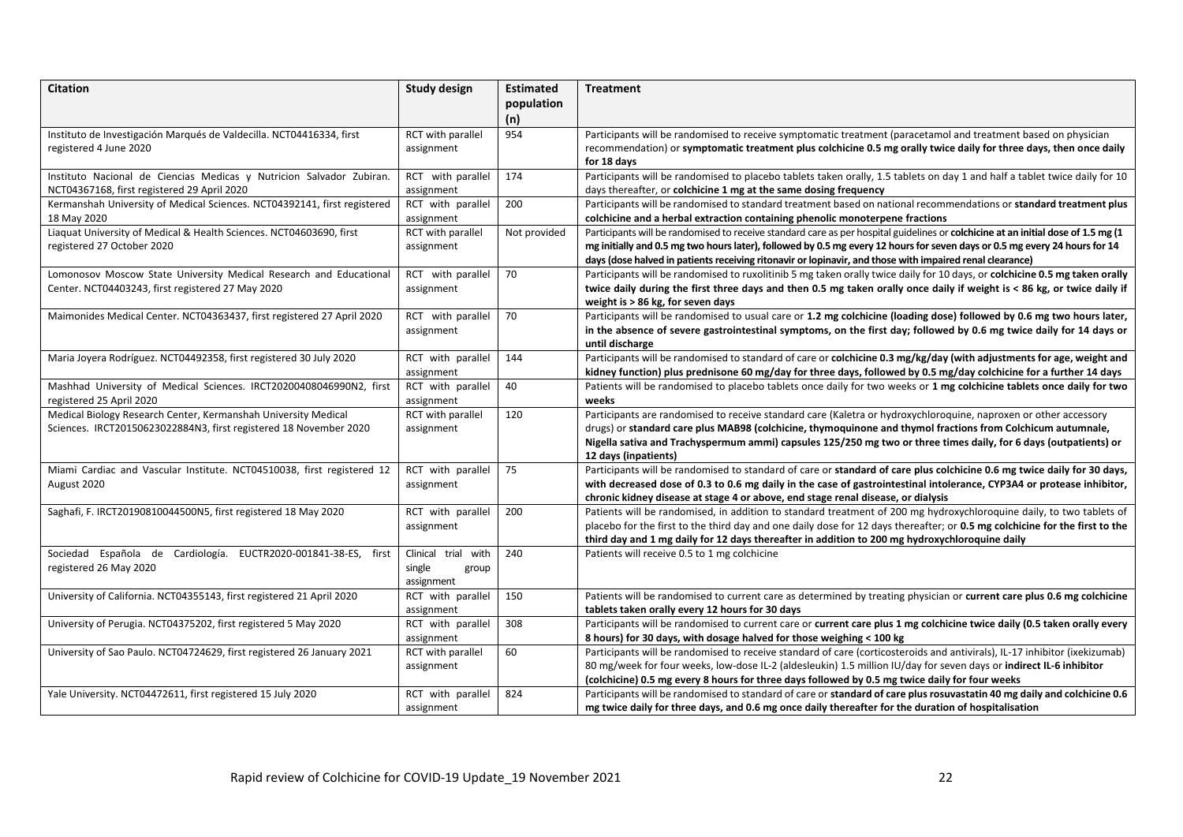| Citation | Study design | Estimated population (n) | Treatment |
|---|---|---|---|
| Instituto de Investigación Marqués de Valdecilla. NCT04416334, first registered 4 June 2020 | RCT with parallel assignment | 954 | Participants will be randomised to receive symptomatic treatment (paracetamol and treatment based on physician recommendation) or **symptomatic treatment plus colchicine 0.5 mg orally twice daily for three days, then once daily for 18 days** |
| Instituto Nacional de Ciencias Medicas y Nutricion Salvador Zubiran. NCT04367168, first registered 29 April 2020 | RCT with parallel assignment | 174 | Participants will be randomised to placebo tablets taken orally, 1.5 tablets on day 1 and half a tablet twice daily for 10 days thereafter, or **colchicine 1 mg at the same dosing frequency** |
| Kermanshah University of Medical Sciences. NCT04392141, first registered 18 May 2020 | RCT with parallel assignment | 200 | Participants will be randomised to standard treatment based on national recommendations or **standard treatment plus colchicine and a herbal extraction containing phenolic monoterpene fractions** |
| Liaquat University of Medical & Health Sciences. NCT04603690, first registered 27 October 2020 | RCT with parallel assignment | Not provided | Participants will be randomised to receive standard care as per hospital guidelines or **colchicine at an initial dose of 1.5 mg (1 mg initially and 0.5 mg two hours later), followed by 0.5 mg every 12 hours for seven days or 0.5 mg every 24 hours for 14 days (dose halved in patients receiving ritonavir or lopinavir, and those with impaired renal clearance)** |
| Lomonosov Moscow State University Medical Research and Educational Center. NCT04403243, first registered 27 May 2020 | RCT with parallel assignment | 70 | Participants will be randomised to ruxolitinib 5 mg taken orally twice daily for 10 days, or **colchicine 0.5 mg taken orally twice daily during the first three days and then 0.5 mg taken orally once daily if weight is < 86 kg, or twice daily if weight is > 86 kg, for seven days** |
| Maimonides Medical Center. NCT04363437, first registered 27 April 2020 | RCT with parallel assignment | 70 | Participants will be randomised to usual care or **1.2 mg colchicine (loading dose) followed by 0.6 mg two hours later, in the absence of severe gastrointestinal symptoms, on the first day; followed by 0.6 mg twice daily for 14 days or until discharge** |
| Maria Joyera Rodríguez. NCT04492358, first registered 30 July 2020 | RCT with parallel assignment | 144 | Participants will be randomised to standard of care or **colchicine 0.3 mg/kg/day (with adjustments for age, weight and kidney function) plus prednisone 60 mg/day for three days, followed by 0.5 mg/day colchicine for a further 14 days** |
| Mashhad University of Medical Sciences. IRCT20200408046990N2, first registered 25 April 2020 | RCT with parallel assignment | 40 | Patients will be randomised to placebo tablets once daily for two weeks or **1 mg colchicine tablets once daily for two weeks** |
| Medical Biology Research Center, Kermanshah University Medical Sciences. IRCT20150623022884N3, first registered 18 November 2020 | RCT with parallel assignment | 120 | Participants are randomised to receive standard care (Kaletra or hydroxychloroquine, naproxen or other accessory drugs) or **standard care plus MAB98 (colchicine, thymoquinone and thymol fractions from Colchicum autumnale, Nigella sativa and Trachyspermum ammi) capsules 125/250 mg two or three times daily, for 6 days (outpatients) or 12 days (inpatients)** |
| Miami Cardiac and Vascular Institute. NCT04510038, first registered 12 August 2020 | RCT with parallel assignment | 75 | Participants will be randomised to standard of care or **standard of care plus colchicine 0.6 mg twice daily for 30 days, with decreased dose of 0.3 to 0.6 mg daily in the case of gastrointestinal intolerance, CYP3A4 or protease inhibitor, chronic kidney disease at stage 4 or above, end stage renal disease, or dialysis** |
| Saghafi, F. IRCT20190810044500N5, first registered 18 May 2020 | RCT with parallel assignment | 200 | Patients will be randomised, in addition to standard treatment of 200 mg hydroxychloroquine daily, to two tablets of placebo for the first to the third day and one daily dose for 12 days thereafter; or **0.5 mg colchicine for the first to the third day and 1 mg daily for 12 days thereafter in addition to 200 mg hydroxychloroquine daily** |
| Sociedad Española de Cardiología. EUCTR2020-001841-38-ES, first registered 26 May 2020 | Clinical trial with single group assignment | 240 | Patients will receive 0.5 to 1 mg colchicine |
| University of California. NCT04355143, first registered 21 April 2020 | RCT with parallel assignment | 150 | Participants will be randomised to current care as determined by treating physician or **current care plus 0.6 mg colchicine tablets taken orally every 12 hours for 30 days** |
| University of Perugia. NCT04375202, first registered 5 May 2020 | RCT with parallel assignment | 308 | Participants will be randomised to current care or **current care plus 1 mg colchicine twice daily (0.5 taken orally every 8 hours) for 30 days, with dosage halved for those weighing < 100 kg** |
| University of Sao Paulo. NCT04724629, first registered 26 January 2021 | RCT with parallel assignment | 60 | Participants will be randomised to receive standard of care (corticosteroids and antivirals), IL-17 inhibitor (ixekizumab) 80 mg/week for four weeks, low-dose IL-2 (aldesleukin) 1.5 million IU/day for seven days or **indirect IL-6 inhibitor (colchicine) 0.5 mg every 8 hours for three days followed by 0.5 mg twice daily for four weeks** |
| Yale University. NCT04472611, first registered 15 July 2020 | RCT with parallel assignment | 824 | Participants will be randomised to standard of care or **standard of care plus rosuvastatin 40 mg daily and colchicine 0.6 mg twice daily for three days, and 0.6 mg once daily thereafter for the duration of hospitalisation** |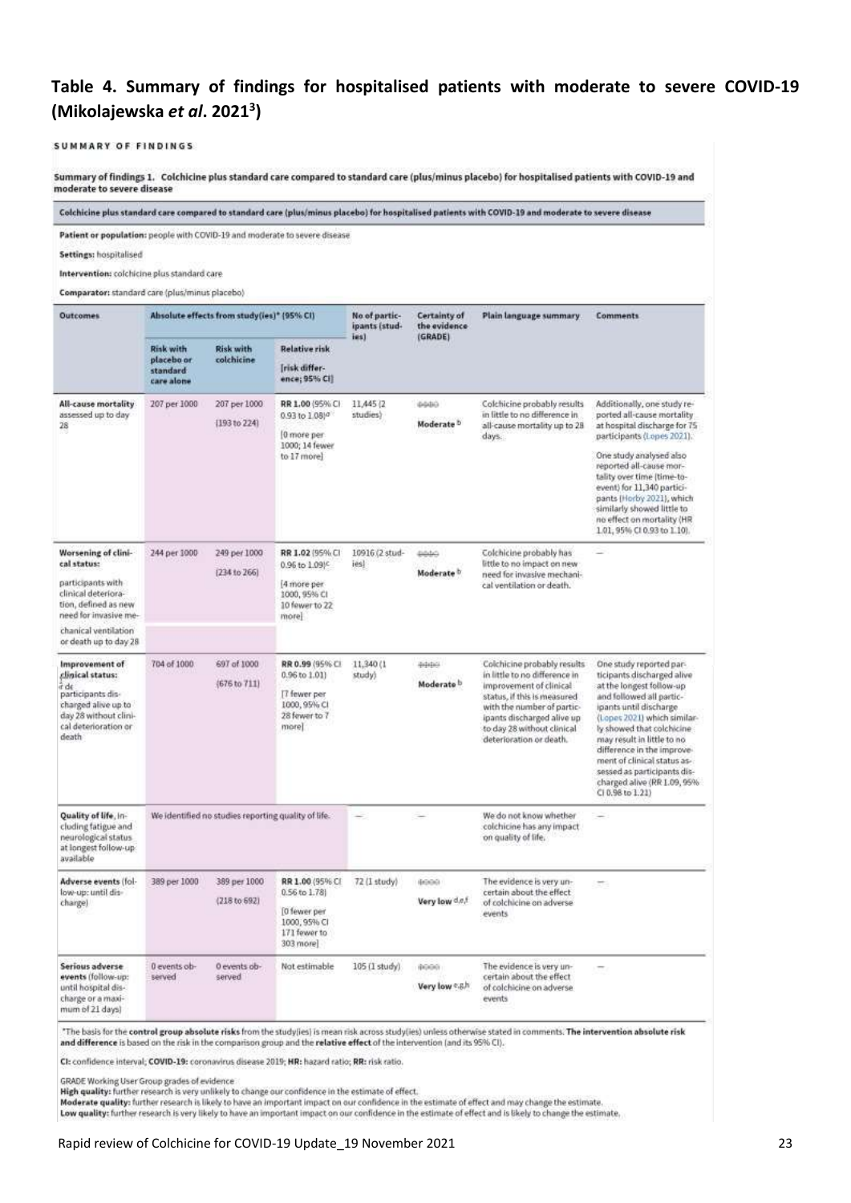## Table 4. Summary of findings for hospitalised patients with moderate to severe COVID-19 (Mikolajewska *et al*. 2021[3])

SUMMARY OF FINDINGS

**Summary of findings 1. Colchicine plus standard care compared to standard care (plus/minus placebo) for hospitalised patients with COVID-19 and moderate to severe disease**

**Colchicine plus standard care compared to standard care (plus/minus placebo) for hospitalised patients with COVID-19 and moderate to severe disease**

**Patient or population:** people with COVID-19 and moderate to severe disease

**Settings:** hospitalised

**Intervention:** colchicine plus standard care

**Comparator:** standard care (plus/minus placebo)

| Outcomes | Absolute effects from study(ies)* (95% CI) | | | No of participants (studies) | Certainty of the evidence (GRADE) | Plain language summary | Comments |
|---|---|---|---|---|---|---|---|
| | Risk with placebo or standard care alone | Risk with colchicine | Relative risk [risk difference; 95% CI] | | | | |
| **All-cause mortality** assessed up to day 28 | 207 per 1000 | 207 per 1000 (193 to 224) | RR 1.00 (95% CI 0.93 to 1.08)[a] [0 more per 1000; 14 fewer to 17 more] | 11,445 (2 studies) | ⊕⊕⊕⊝ Moderate [b] | Colchicine probably results in little to no difference in all-cause mortality up to 28 days. | Additionally, one study reported all-cause mortality at hospital discharge for 75 participants (Lopes 2021). One study analysed also reported all-cause mortality over time (time-to-event) for 11,340 participants (Horby 2021), which similarly showed little to no effect on mortality (HR 1.01, 95% CI 0.93 to 1.10). |
| **Worsening of clinical status:** participants with clinical deterioration, defined as new need for invasive mechanical ventilation or death up to day 28 | 244 per 1000 | 249 per 1000 (234 to 266) | RR 1.02 (95% CI 0.96 to 1.09)[c] [4 more per 1000, 95% CI 10 fewer to 22 more] | 10916 (2 studies) | ⊕⊕⊕⊝ Moderate [b] | Colchicine probably has little to no impact on new need for invasive mechanical ventilation or death. | — |
| **Improvement of clinical status:** participants discharged alive up to day 28 without clinical deterioration or death | 704 of 1000 | 697 of 1000 (676 to 711) | RR 0.99 (95% CI 0.96 to 1.01) [7 fewer per 1000, 95% CI 28 fewer to 7 more] | 11,340 (1 study) | ⊕⊕⊕⊝ Moderate [b] | Colchicine probably results in little to no difference in improvement of clinical status, if this is measured with the number of participants discharged alive up to day 28 without clinical deterioration or death. | One study reported participants discharged alive at the longest follow-up and followed all participants until discharge (Lopes 2021) which similarly showed that colchicine may result in little to no difference in the improvement of clinical status assessed as participants discharged alive (RR 1.09, 95% CI 0.98 to 1.21) |
| **Quality of life,** including fatigue and neurological status at longest follow-up available | We identified no studies reporting quality of life. | | | — | — | We do not know whether colchicine has any impact on quality of life. | — |
| **Adverse events** (follow-up: until discharge) | 389 per 1000 | 389 per 1000 (218 to 692) | RR 1.00 (95% CI 0.56 to 1.78) [0 fewer per 1000, 95% CI 171 fewer to 303 more] | 72 (1 study) | ⊕⊝⊝⊝ Very low [d,e,f] | The evidence is very uncertain about the effect of colchicine on adverse events | — |
| **Serious adverse events** (follow-up: until hospital discharge or a maximum of 21 days) | 0 events observed | 0 events observed | Not estimable | 105 (1 study) | ⊕⊝⊝⊝ Very low [e,g,h] | The evidence is very uncertain about the effect of colchicine on adverse events | — |

*The basis for the **control group absolute risks** from the study(ies) is mean risk across study(ies) unless otherwise stated in comments. **The intervention absolute risk and difference** is based on the risk in the comparison group and the **relative effect** of the intervention (and its 95% CI).

**CI:** confidence interval; **COVID-19:** coronavirus disease 2019; **HR:** hazard ratio; **RR:** risk ratio.

GRADE Working User Group grades of evidence
**High quality:** further research is very unlikely to change our confidence in the estimate of effect.
**Moderate quality:** further research is likely to have an important impact on our confidence in the estimate of effect and may change the estimate.
**Low quality:** further research is very likely to have an important impact on our confidence in the estimate of effect and is likely to change the estimate.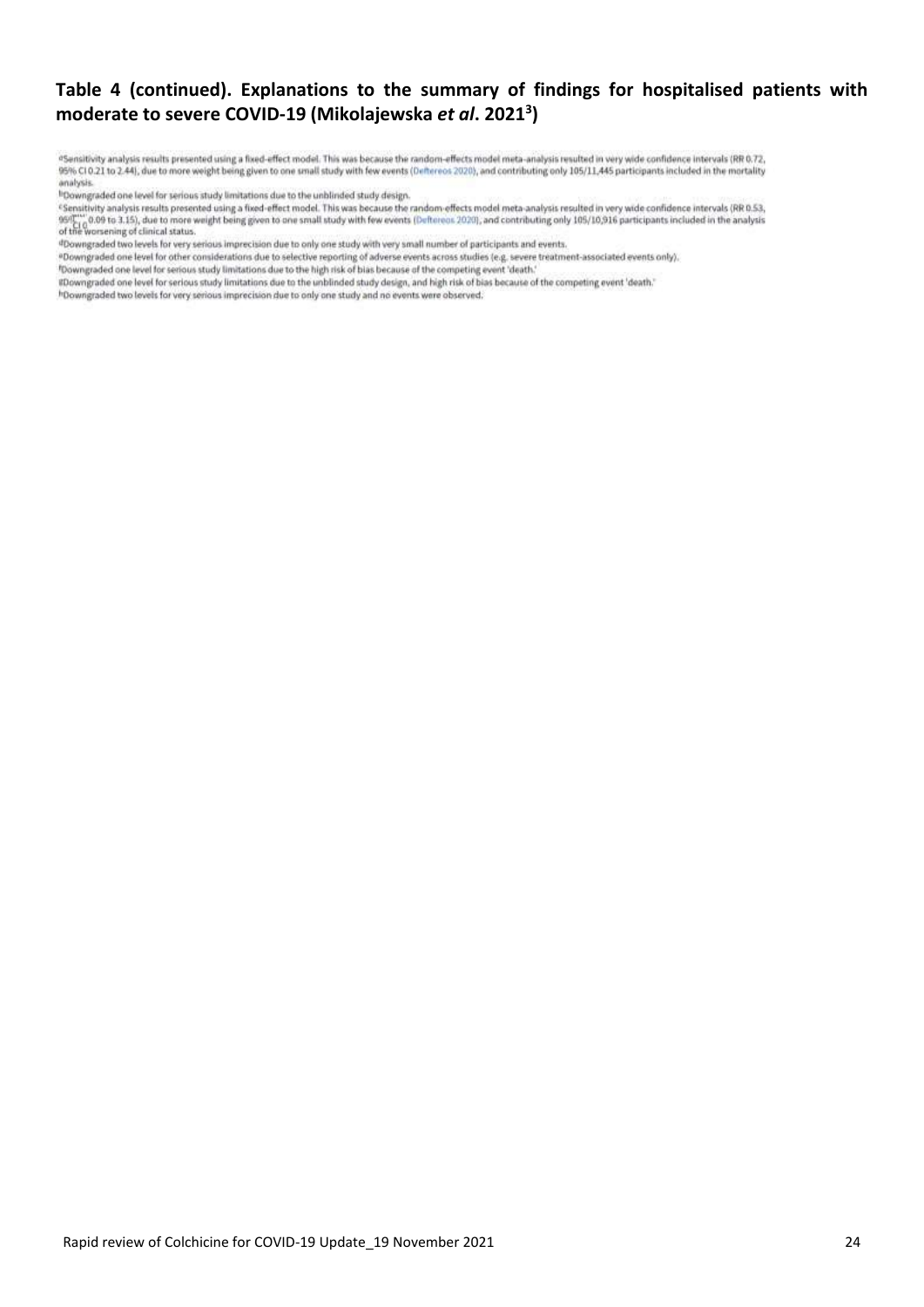## Table 4 (continued). Explanations to the summary of findings for hospitalised patients with moderate to severe COVID-19 (Mikolajewska *et al*. 2021[3])

[a]Sensitivity analysis results presented using a fixed-effect model. This was because the random-effects model meta-analysis resulted in very wide confidence intervals (RR 0.72, 95% CI 0.21 to 2.44), due to more weight being given to one small study with few events (Deftereos 2020), and contributing only 105/11,445 participants included in the mortality analysis.

[b]Downgraded one level for serious study limitations due to the unblinded study design.

[c]Sensitivity analysis results presented using a fixed-effect model. This was because the random-effects model meta-analysis resulted in very wide confidence intervals (RR 0.53, 95% CI 0.09 to 3.15), due to more weight being given to one small study with few events (Deftereos 2020), and contributing only 105/10,916 participants included in the analysis of the worsening of clinical status.

[d]Downgraded two levels for very serious imprecision due to only one study with very small number of participants and events.

[e]Downgraded one level for other considerations due to selective reporting of adverse events across studies (e.g. severe treatment-associated events only).

[f]Downgraded one level for serious study limitations due to the high risk of bias because of the competing event 'death.'

[g]Downgraded one level for serious study limitations due to the unblinded study design, and high risk of bias because of the competing event 'death.'

[h]Downgraded two levels for very serious imprecision due to only one study and no events were observed.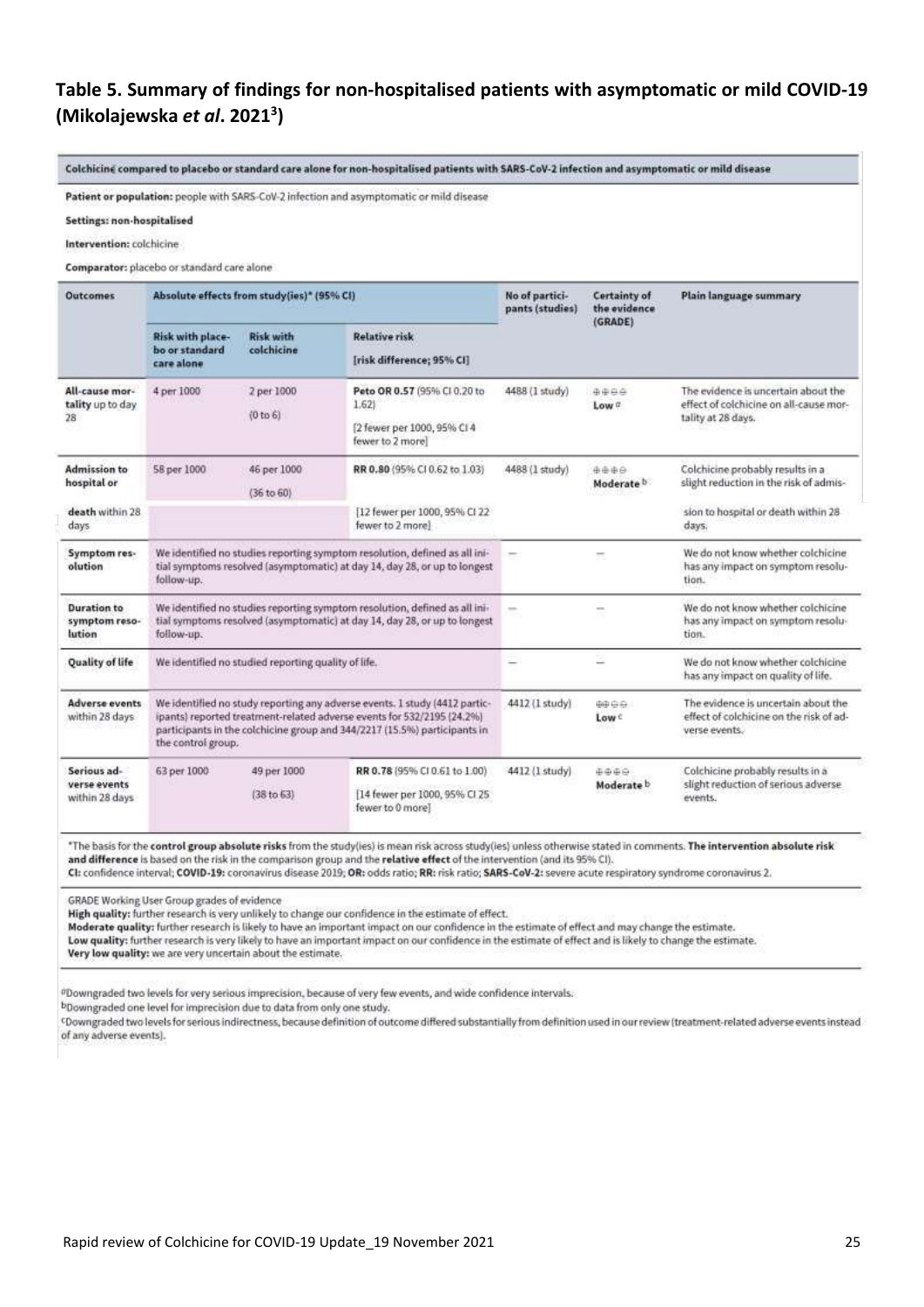## Table 5. Summary of findings for non-hospitalised patients with asymptomatic or mild COVID-19 (Mikolajewska *et al*. 2021[3])

**Colchicine compared to placebo or standard care alone for non-hospitalised patients with SARS-CoV-2 infection and asymptomatic or mild disease**

**Patient or population:** people with SARS-CoV-2 infection and asymptomatic or mild disease

**Settings: non-hospitalised**

**Intervention:** colchicine

**Comparator:** placebo or standard care alone

| Outcomes | Absolute effects from study(ies)* (95% CI) | | | No of participants (studies) | Certainty of the evidence (GRADE) | Plain language summary |
|---|---|---|---|---|---|---|
| | Risk with placebo or standard care alone | Risk with colchicine | Relative risk [risk difference; 95% CI] | | | |
| All-cause mortality up to day 28 | 4 per 1000 | 2 per 1000 (0 to 6) | **Peto OR 0.57** (95% CI 0.20 to 1.62) [2 fewer per 1000, 95% CI 4 fewer to 2 more] | 4488 (1 study) | ⊕⊕⊝⊝ Low [a] | The evidence is uncertain about the effect of colchicine on all-cause mortality at 28 days. |
| Admission to hospital or death within 28 days | 58 per 1000 | 46 per 1000 (36 to 60) | **RR 0.80** (95% CI 0.62 to 1.03) [12 fewer per 1000, 95% CI 22 fewer to 2 more] | 4488 (1 study) | ⊕⊕⊕⊝ Moderate [b] | Colchicine probably results in a slight reduction in the risk of admission to hospital or death within 28 days. |
| Symptom resolution | We identified no studies reporting symptom resolution, defined as all initial symptoms resolved (asymptomatic) at day 14, day 28, or up to longest follow-up. | | | – | – | We do not know whether colchicine has any impact on symptom resolution. |
| Duration to symptom resolution | We identified no studies reporting symptom resolution, defined as all initial symptoms resolved (asymptomatic) at day 14, day 28, or up to longest follow-up. | | | – | – | We do not know whether colchicine has any impact on symptom resolution. |
| Quality of life | We identified no studied reporting quality of life. | | | – | – | We do not know whether colchicine has any impact on quality of life. |
| Adverse events within 28 days | We identified no study reporting any adverse events. 1 study (4412 participants) reported treatment-related adverse events for 532/2195 (24.2%) participants in the colchicine group and 344/2217 (15.5%) participants in the control group. | | | 4412 (1 study) | ⊕⊕⊝⊝ Low [c] | The evidence is uncertain about the effect of colchicine on the risk of adverse events. |
| Serious adverse events within 28 days | 63 per 1000 | 49 per 1000 (38 to 63) | **RR 0.78** (95% CI 0.61 to 1.00) [14 fewer per 1000, 95% CI 25 fewer to 0 more] | 4412 (1 study) | ⊕⊕⊕⊝ Moderate [b] | Colchicine probably results in a slight reduction of serious adverse events. |

*The basis for the **control group absolute risks** from the study(ies) is mean risk across study(ies) unless otherwise stated in comments. **The intervention absolute risk and difference** is based on the risk in the comparison group and the **relative effect** of the intervention (and its 95% CI).
**CI:** confidence interval; **COVID-19:** coronavirus disease 2019; **OR:** odds ratio; **RR:** risk ratio; **SARS-CoV-2:** severe acute respiratory syndrome coronavirus 2.

GRADE Working User Group grades of evidence
**High quality:** further research is very unlikely to change our confidence in the estimate of effect.
**Moderate quality:** further research is likely to have an important impact on our confidence in the estimate of effect and may change the estimate.
**Low quality:** further research is very likely to have an important impact on our confidence in the estimate of effect and is likely to change the estimate.
**Very low quality:** we are very uncertain about the estimate.

[a]Downgraded two levels for very serious imprecision, because of very few events, and wide confidence intervals.
[b]Downgraded one level for imprecision due to data from only one study.
[c]Downgraded two levels for serious indirectness, because definition of outcome differed substantially from definition used in our review (treatment-related adverse events instead of any adverse events).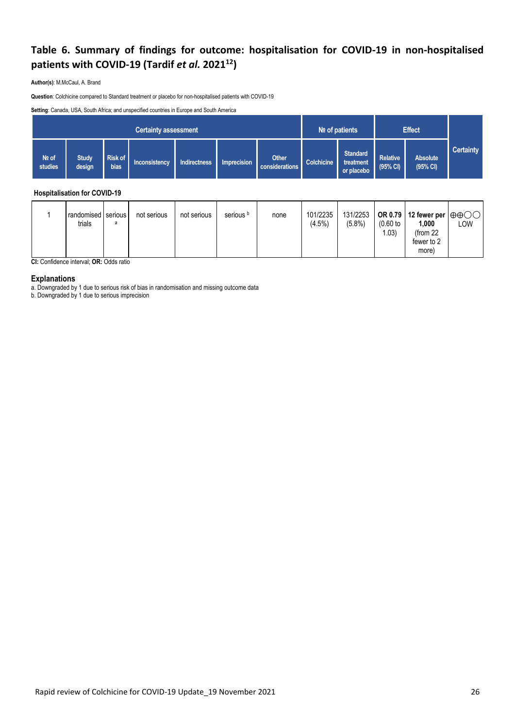## Table 6. Summary of findings for outcome: hospitalisation for COVID-19 in non-hospitalised patients with COVID-19 (Tardif *et al.* 2021[12])

**Author(s)**: M.McCaul, A. Brand

**Question**: Colchicine compared to Standard treatment or placebo for non-hospitalised patients with COVID-19

**Setting**: Canada, USA, South Africa; and unspecified countries in Europe and South America

| Certainty assessment | | | | | | | № of patients | | Effect | | Certainty |
|---|---|---|---|---|---|---|---|---|---|---|---|
| № of studies | Study design | Risk of bias | Inconsistency | Indirectness | Imprecision | Other considerations | Colchicine | Standard treatment or placebo | Relative (95% CI) | Absolute (95% CI) | |
| **Hospitalisation for COVID-19** | | | | | | | | | | | |
| 1 | randomised trials | serious [a] | not serious | not serious | serious [b] | none | 101/2235 (4.5%) | 131/2253 (5.8%) | **OR 0.79** (0.60 to 1.03) | **12 fewer per 1,000** (from 22 fewer to 2 more) | ⊕⊕◯◯ LOW |

**CI:** Confidence interval; **OR:** Odds ratio

### Explanations

a. Downgraded by 1 due to serious risk of bias in randomisation and missing outcome data

b. Downgraded by 1 due to serious imprecision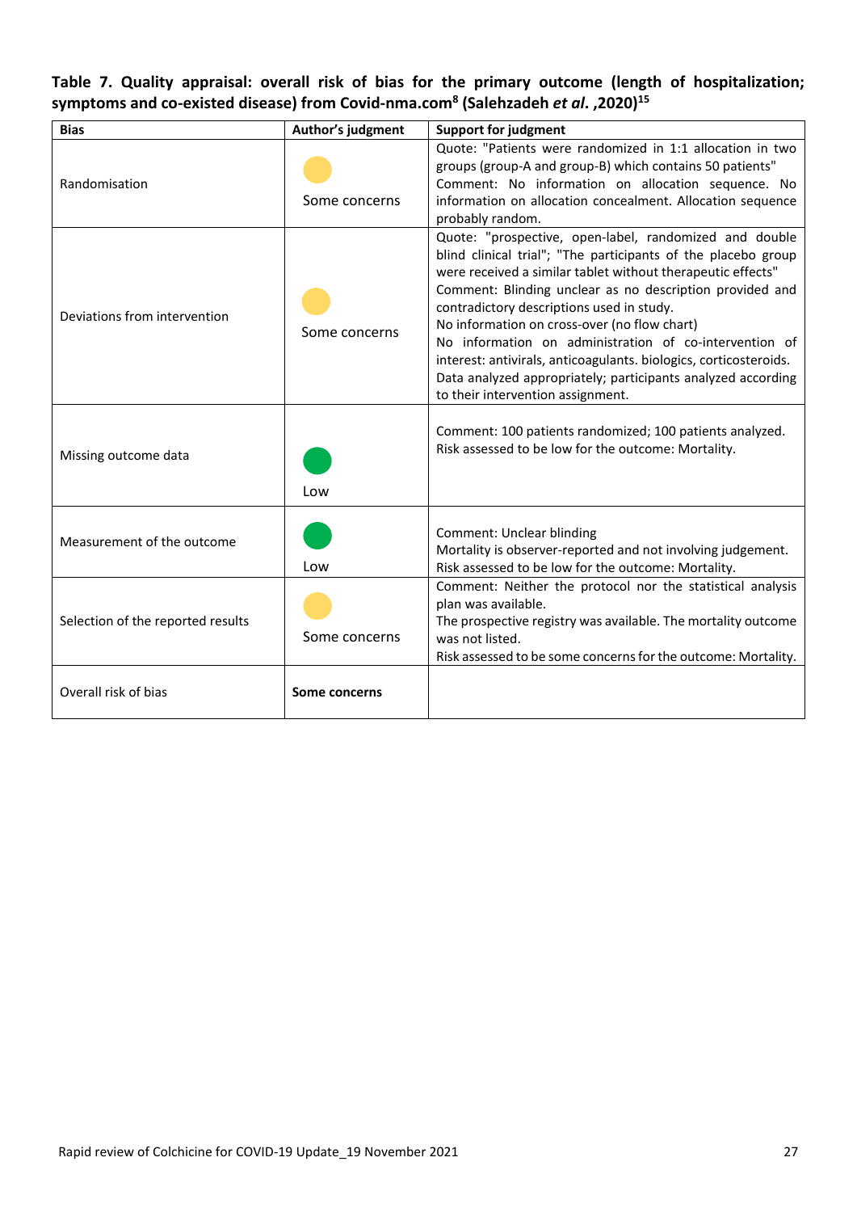**Table 7. Quality appraisal: overall risk of bias for the primary outcome (length of hospitalization; symptoms and co-existed disease) from Covid-nma.com[8] (Salehzadeh *et al*. ,2020)[15]**

| Bias | Author's judgment | Support for judgment |
|---|---|---|
| Randomisation | Some concerns | Quote: "Patients were randomized in 1:1 allocation in two groups (group-A and group-B) which contains 50 patients" Comment: No information on allocation sequence. No information on allocation concealment. Allocation sequence probably random. |
| Deviations from intervention | Some concerns | Quote: "prospective, open-label, randomized and double blind clinical trial"; "The participants of the placebo group were received a similar tablet without therapeutic effects" Comment: Blinding unclear as no description provided and contradictory descriptions used in study. No information on cross-over (no flow chart) No information on administration of co-intervention of interest: antivirals, anticoagulants. biologics, corticosteroids. Data analyzed appropriately; participants analyzed according to their intervention assignment. |
| Missing outcome data | Low | Comment: 100 patients randomized; 100 patients analyzed. Risk assessed to be low for the outcome: Mortality. |
| Measurement of the outcome | Low | Comment: Unclear blinding Mortality is observer-reported and not involving judgement. Risk assessed to be low for the outcome: Mortality. |
| Selection of the reported results | Some concerns | Comment: Neither the protocol nor the statistical analysis plan was available. The prospective registry was available. The mortality outcome was not listed. Risk assessed to be some concerns for the outcome: Mortality. |
| Overall risk of bias | **Some concerns** | |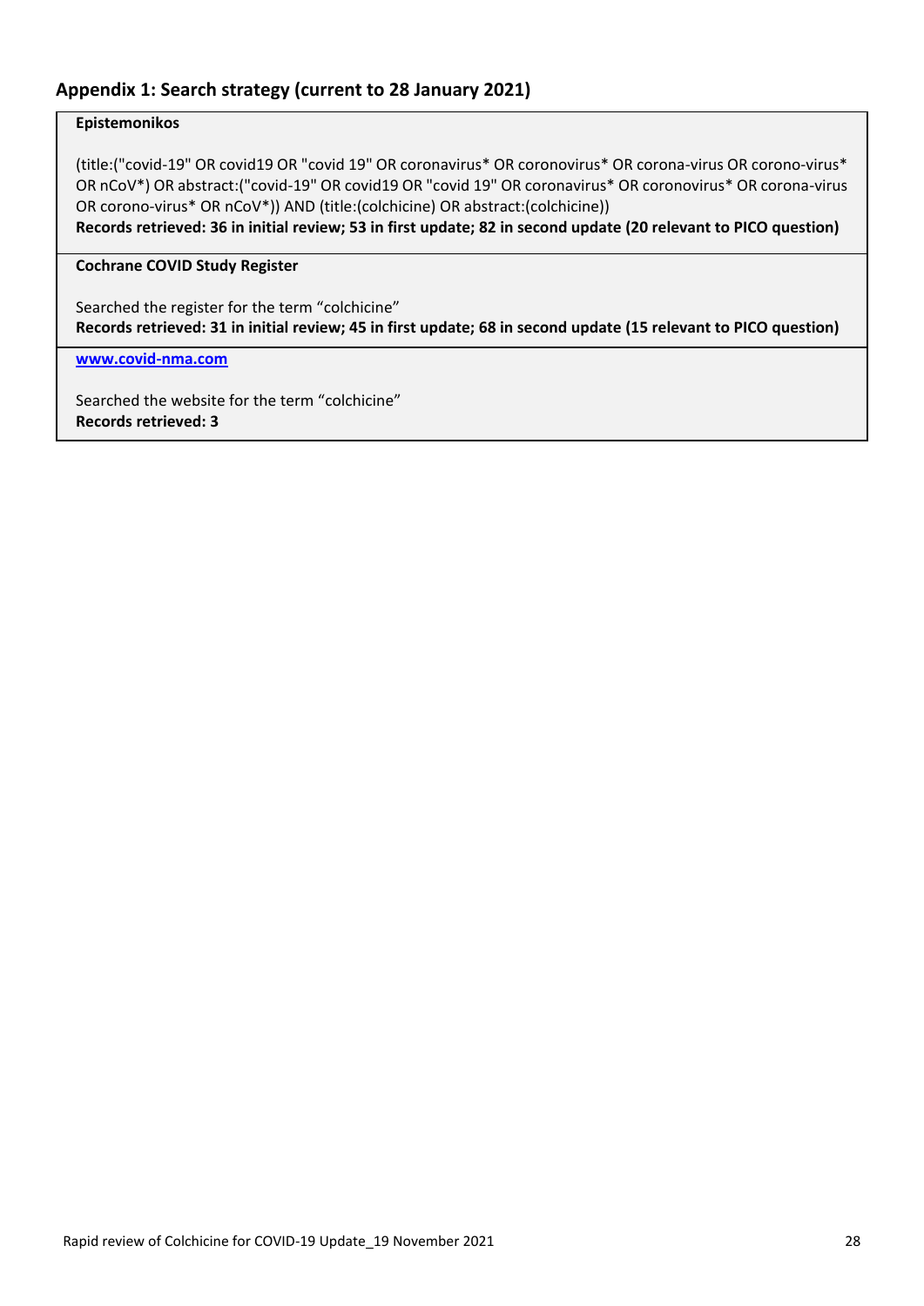## Appendix 1: Search strategy (current to 28 January 2021)

**Epistemonikos**

(title:("covid-19" OR covid19 OR "covid 19" OR coronavirus* OR coronovirus* OR corona-virus OR corono-virus* OR nCoV*) OR abstract:("covid-19" OR covid19 OR "covid 19" OR coronavirus* OR coronovirus* OR corona-virus OR corono-virus* OR nCoV*)) AND (title:(colchicine) OR abstract:(colchicine))

**Records retrieved: 36 in initial review; 53 in first update; 82 in second update (20 relevant to PICO question)**

**Cochrane COVID Study Register**

Searched the register for the term "colchicine"

**Records retrieved: 31 in initial review; 45 in first update; 68 in second update (15 relevant to PICO question)**

**www.covid-nma.com**

Searched the website for the term "colchicine"

**Records retrieved: 3**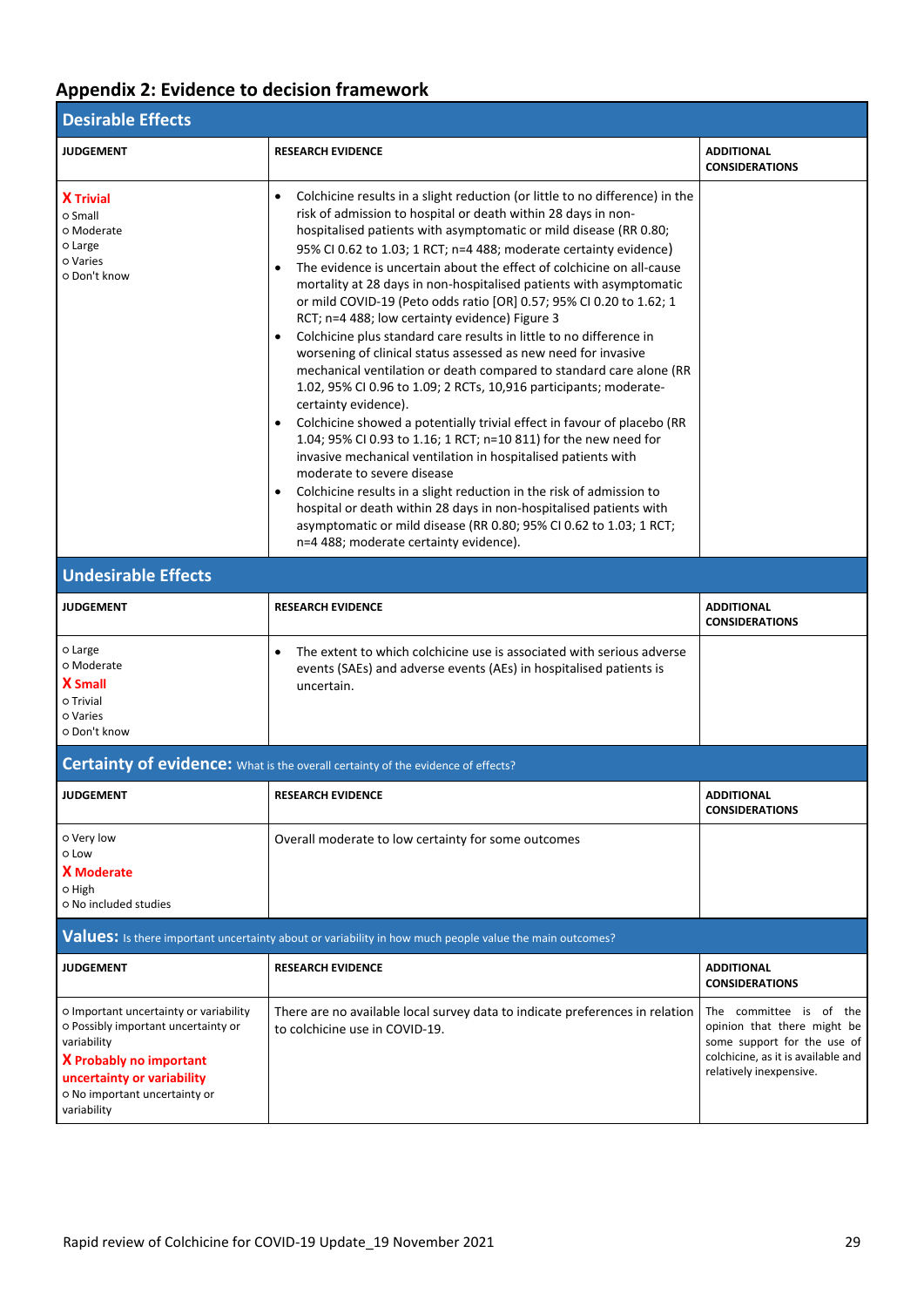## Appendix 2: Evidence to decision framework

### Desirable Effects

| JUDGEMENT | RESEARCH EVIDENCE | ADDITIONAL CONSIDERATIONS |
|---|---|---|
| **X Trivial**<br>o Small<br>o Moderate<br>o Large<br>o Varies<br>o Don't know | • Colchicine results in a slight reduction (or little to no difference) in the risk of admission to hospital or death within 28 days in non-hospitalised patients with asymptomatic or mild disease (RR 0.80; 95% CI 0.62 to 1.03; 1 RCT; n=4 488; moderate certainty evidence)<br>• The evidence is uncertain about the effect of colchicine on all-cause mortality at 28 days in non-hospitalised patients with asymptomatic or mild COVID-19 (Peto odds ratio [OR] 0.57; 95% CI 0.20 to 1.62; 1 RCT; n=4 488; low certainty evidence) Figure 3<br>• Colchicine plus standard care results in little to no difference in worsening of clinical status assessed as new need for invasive mechanical ventilation or death compared to standard care alone (RR 1.02, 95% CI 0.96 to 1.09; 2 RCTs, 10,916 participants; moderate-certainty evidence).<br>• Colchicine showed a potentially trivial effect in favour of placebo (RR 1.04; 95% CI 0.93 to 1.16; 1 RCT; n=10 811) for the new need for invasive mechanical ventilation in hospitalised patients with moderate to severe disease<br>• Colchicine results in a slight reduction in the risk of admission to hospital or death within 28 days in non-hospitalised patients with asymptomatic or mild disease (RR 0.80; 95% CI 0.62 to 1.03; 1 RCT; n=4 488; moderate certainty evidence). | |

### Undesirable Effects

| JUDGEMENT | RESEARCH EVIDENCE | ADDITIONAL CONSIDERATIONS |
|---|---|---|
| o Large<br>o Moderate<br>**X Small**<br>o Trivial<br>o Varies<br>o Don't know | • The extent to which colchicine use is associated with serious adverse events (SAEs) and adverse events (AEs) in hospitalised patients is uncertain. | |

### Certainty of evidence: What is the overall certainty of the evidence of effects?

| JUDGEMENT | RESEARCH EVIDENCE | ADDITIONAL CONSIDERATIONS |
|---|---|---|
| o Very low<br>o Low<br>**X Moderate**<br>o High<br>o No included studies | Overall moderate to low certainty for some outcomes | |

### Values: Is there important uncertainty about or variability in how much people value the main outcomes?

| JUDGEMENT | RESEARCH EVIDENCE | ADDITIONAL CONSIDERATIONS |
|---|---|---|
| o Important uncertainty or variability<br>o Possibly important uncertainty or variability<br>**X Probably no important uncertainty or variability**<br>o No important uncertainty or variability | There are no available local survey data to indicate preferences in relation to colchicine use in COVID-19. | The committee is of the opinion that there might be some support for the use of colchicine, as it is available and relatively inexpensive. |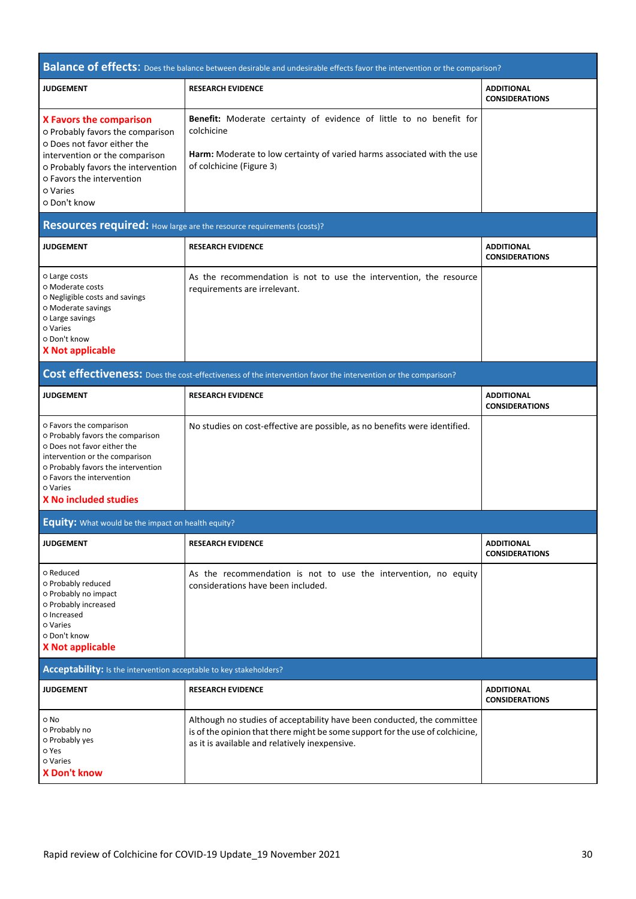**Balance of effects:** Does the balance between desirable and undesirable effects favor the intervention or the comparison?

| JUDGEMENT | RESEARCH EVIDENCE | ADDITIONAL CONSIDERATIONS |
|---|---|---|
| **X Favors the comparison**<br>o Probably favors the comparison<br>o Does not favor either the intervention or the comparison<br>o Probably favors the intervention<br>o Favors the intervention<br>o Varies<br>o Don't know | **Benefit:** Moderate certainty of evidence of little to no benefit for colchicine<br><br>**Harm:** Moderate to low certainty of varied harms associated with the use of colchicine (Figure 3) | |

**Resources required:** How large are the resource requirements (costs)?

| JUDGEMENT | RESEARCH EVIDENCE | ADDITIONAL CONSIDERATIONS |
|---|---|---|
| o Large costs<br>o Moderate costs<br>o Negligible costs and savings<br>o Moderate savings<br>o Large savings<br>o Varies<br>o Don't know<br>**X Not applicable** | As the recommendation is not to use the intervention, the resource requirements are irrelevant. | |

**Cost effectiveness:** Does the cost-effectiveness of the intervention favor the intervention or the comparison?

| JUDGEMENT | RESEARCH EVIDENCE | ADDITIONAL CONSIDERATIONS |
|---|---|---|
| o Favors the comparison<br>o Probably favors the comparison<br>o Does not favor either the intervention or the comparison<br>o Probably favors the intervention<br>o Favors the intervention<br>o Varies<br>**X No included studies** | No studies on cost-effective are possible, as no benefits were identified. | |

**Equity:** What would be the impact on health equity?

| JUDGEMENT | RESEARCH EVIDENCE | ADDITIONAL CONSIDERATIONS |
|---|---|---|
| o Reduced<br>o Probably reduced<br>o Probably no impact<br>o Probably increased<br>o Increased<br>o Varies<br>o Don't know<br>**X Not applicable** | As the recommendation is not to use the intervention, no equity considerations have been included. | |

**Acceptability:** Is the intervention acceptable to key stakeholders?

| JUDGEMENT | RESEARCH EVIDENCE | ADDITIONAL CONSIDERATIONS |
|---|---|---|
| o No<br>o Probably no<br>o Probably yes<br>o Yes<br>o Varies<br>**X Don't know** | Although no studies of acceptability have been conducted, the committee is of the opinion that there might be some support for the use of colchicine, as it is available and relatively inexpensive. | |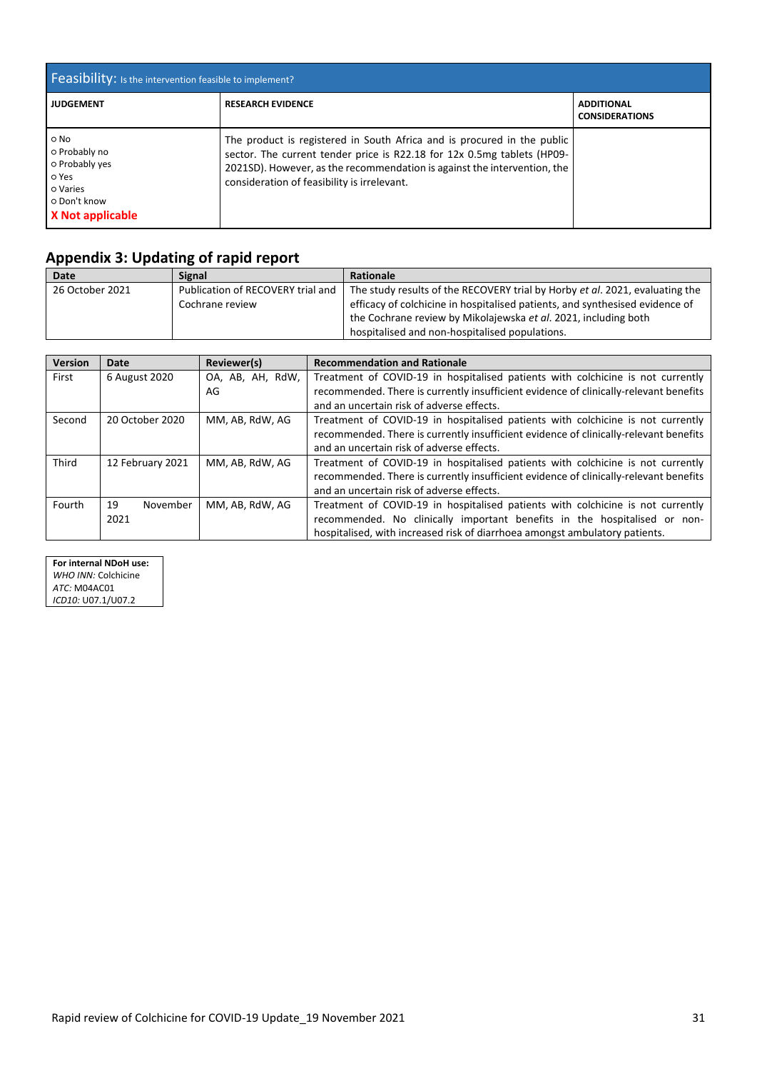| Feasibility: Is the intervention feasible to implement? | | |
|---|---|---|
| **JUDGEMENT** | **RESEARCH EVIDENCE** | **ADDITIONAL CONSIDERATIONS** |
| ○ No<br>○ Probably no<br>○ Probably yes<br>○ Yes<br>○ Varies<br>○ Don't know<br>**X Not applicable** | The product is registered in South Africa and is procured in the public sector. The current tender price is R22.18 for 12x 0.5mg tablets (HP09-2021SD). However, as the recommendation is against the intervention, the consideration of feasibility is irrelevant. | |

## Appendix 3: Updating of rapid report

| Date | Signal | Rationale |
|---|---|---|
| 26 October 2021 | Publication of RECOVERY trial and Cochrane review | The study results of the RECOVERY trial by Horby *et al*. 2021, evaluating the efficacy of colchicine in hospitalised patients, and synthesised evidence of the Cochrane review by Mikolajewska *et al*. 2021, including both hospitalised and non-hospitalised populations. |

| Version | Date | Reviewer(s) | Recommendation and Rationale |
|---|---|---|---|
| First | 6 August 2020 | OA, AB, AH, RdW, AG | Treatment of COVID-19 in hospitalised patients with colchicine is not currently recommended. There is currently insufficient evidence of clinically-relevant benefits and an uncertain risk of adverse effects. |
| Second | 20 October 2020 | MM, AB, RdW, AG | Treatment of COVID-19 in hospitalised patients with colchicine is not currently recommended. There is currently insufficient evidence of clinically-relevant benefits and an uncertain risk of adverse effects. |
| Third | 12 February 2021 | MM, AB, RdW, AG | Treatment of COVID-19 in hospitalised patients with colchicine is not currently recommended. There is currently insufficient evidence of clinically-relevant benefits and an uncertain risk of adverse effects. |
| Fourth | 19 November 2021 | MM, AB, RdW, AG | Treatment of COVID-19 in hospitalised patients with colchicine is not currently recommended. No clinically important benefits in the hospitalised or non-hospitalised, with increased risk of diarrhoea amongst ambulatory patients. |

**For internal NDoH use:**
*WHO INN:* Colchicine
*ATC:* M04AC01
*ICD10:* U07.1/U07.2